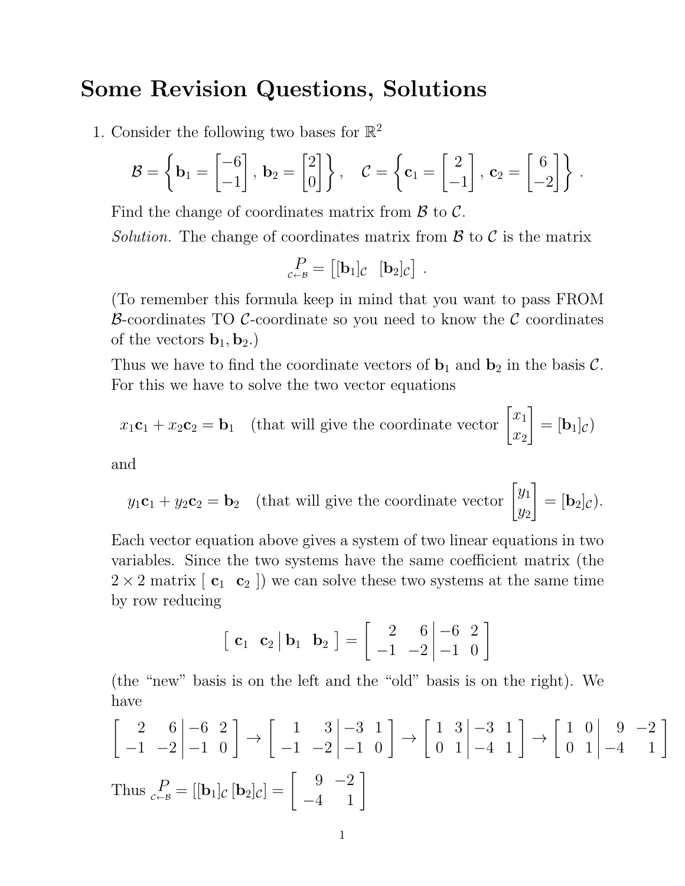# Some Revision Questions, Solutions

1. Consider the following two bases for $\mathbb{R}^2$

$$\mathcal{B} = \left\{ \mathbf{b}_1 = \begin{bmatrix} -6 \\ -1 \end{bmatrix}, \mathbf{b}_2 = \begin{bmatrix} 2 \\ 0 \end{bmatrix} \right\}, \quad \mathcal{C} = \left\{ \mathbf{c}_1 = \begin{bmatrix} 2 \\ -1 \end{bmatrix}, \mathbf{c}_2 = \begin{bmatrix} 6 \\ -2 \end{bmatrix} \right\}.$$

Find the change of coordinates matrix from $\mathcal{B}$ to $\mathcal{C}$.

*Solution.* The change of coordinates matrix from $\mathcal{B}$ to $\mathcal{C}$ is the matrix

$$\underset{\mathcal{C} \leftarrow \mathcal{B}}{P} = \begin{bmatrix} [\mathbf{b}_1]_{\mathcal{C}} & [\mathbf{b}_2]_{\mathcal{C}} \end{bmatrix}.$$

(To remember this formula keep in mind that you want to pass FROM $\mathcal{B}$-coordinates TO $\mathcal{C}$-coordinate so you need to know the $\mathcal{C}$ coordinates of the vectors $\mathbf{b}_1, \mathbf{b}_2$.)

Thus we have to find the coordinate vectors of $\mathbf{b}_1$ and $\mathbf{b}_2$ in the basis $\mathcal{C}$. For this we have to solve the two vector equations

$$x_1\mathbf{c}_1 + x_2\mathbf{c}_2 = \mathbf{b}_1 \quad \text{(that will give the coordinate vector } \begin{bmatrix} x_1 \\ x_2 \end{bmatrix} = [\mathbf{b}_1]_{\mathcal{C}})$$

and

$$y_1\mathbf{c}_1 + y_2\mathbf{c}_2 = \mathbf{b}_2 \quad \text{(that will give the coordinate vector } \begin{bmatrix} y_1 \\ y_2 \end{bmatrix} = [\mathbf{b}_2]_{\mathcal{C}}).$$

Each vector equation above gives a system of two linear equations in two variables. Since the two systems have the same coefficient matrix (the $2 \times 2$ matrix $[\ \mathbf{c}_1 \ \ \mathbf{c}_2\ ]$) we can solve these two systems at the same time by row reducing

$$\left[\begin{array}{cc|cc} \mathbf{c}_1 & \mathbf{c}_2 & \mathbf{b}_1 & \mathbf{b}_2 \end{array}\right] = \left[\begin{array}{cc|cc} 2 & 6 & -6 & 2 \\ -1 & -2 & -1 & 0 \end{array}\right]$$

(the "new" basis is on the left and the "old" basis is on the right). We have

$$\left[\begin{array}{cc|cc} 2 & 6 & -6 & 2 \\ -1 & -2 & -1 & 0 \end{array}\right] \to \left[\begin{array}{cc|cc} 1 & 3 & -3 & 1 \\ -1 & -2 & -1 & 0 \end{array}\right] \to \left[\begin{array}{cc|cc} 1 & 3 & -3 & 1 \\ 0 & 1 & -4 & 1 \end{array}\right] \to \left[\begin{array}{cc|cc} 1 & 0 & 9 & -2 \\ 0 & 1 & -4 & 1 \end{array}\right]$$

Thus $\underset{\mathcal{C} \leftarrow \mathcal{B}}{P} = [[\mathbf{b}_1]_{\mathcal{C}}\, [\mathbf{b}_2]_{\mathcal{C}}] = \begin{bmatrix} 9 & -2 \\ -4 & 1 \end{bmatrix}$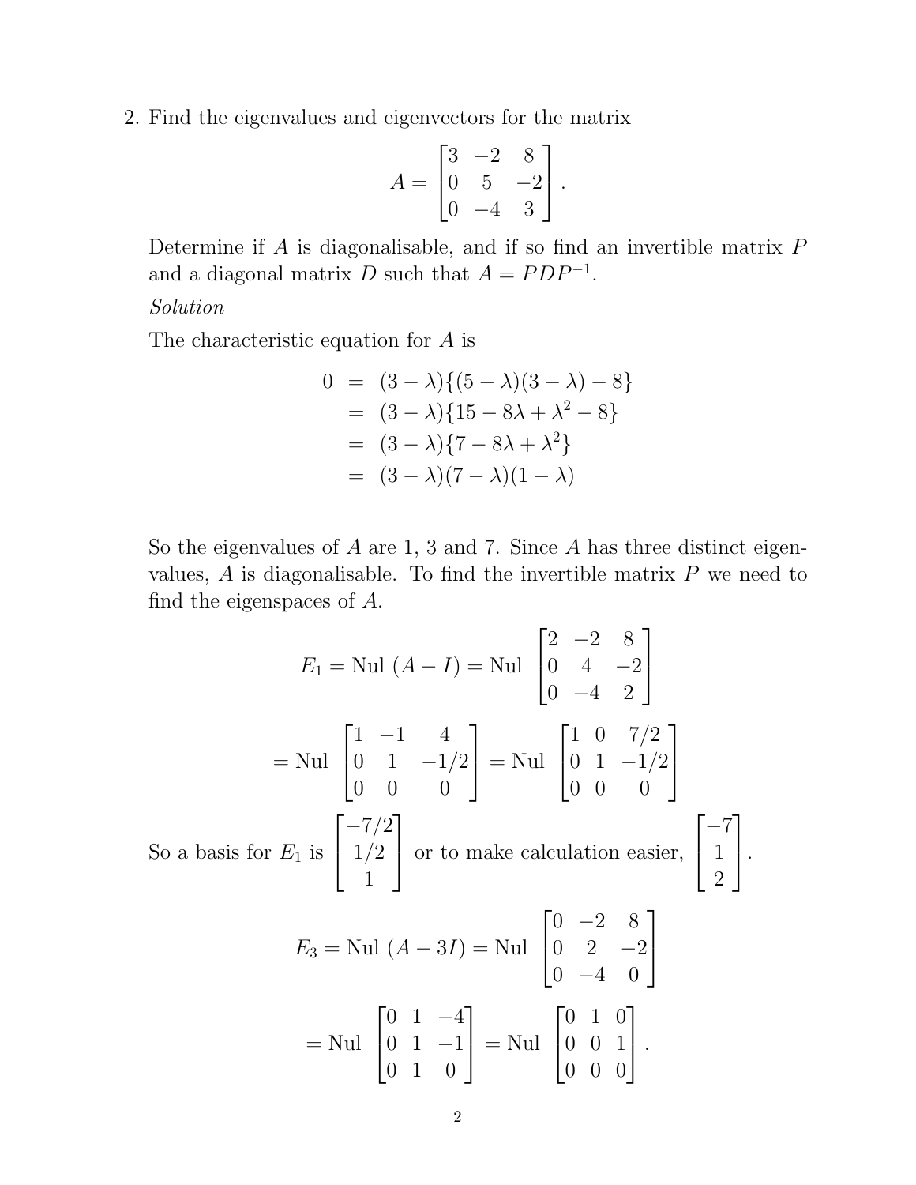2. Find the eigenvalues and eigenvectors for the matrix

$$A = \begin{bmatrix} 3 & -2 & 8 \\ 0 & 5 & -2 \\ 0 & -4 & 3 \end{bmatrix}.$$

Determine if $A$ is diagonalisable, and if so find an invertible matrix $P$ and a diagonal matrix $D$ such that $A = PDP^{-1}$.

*Solution*

The characteristic equation for $A$ is

$$\begin{aligned} 0 &= (3-\lambda)\{(5-\lambda)(3-\lambda) - 8\} \\ &= (3-\lambda)\{15 - 8\lambda + \lambda^2 - 8\} \\ &= (3-\lambda)\{7 - 8\lambda + \lambda^2\} \\ &= (3-\lambda)(7-\lambda)(1-\lambda) \end{aligned}$$

So the eigenvalues of $A$ are 1, 3 and 7. Since $A$ has three distinct eigenvalues, $A$ is diagonalisable. To find the invertible matrix $P$ we need to find the eigenspaces of $A$.

$$E_1 = \text{Nul }(A - I) = \text{Nul } \begin{bmatrix} 2 & -2 & 8 \\ 0 & 4 & -2 \\ 0 & -4 & 2 \end{bmatrix}$$

$$= \text{Nul } \begin{bmatrix} 1 & -1 & 4 \\ 0 & 1 & -1/2 \\ 0 & 0 & 0 \end{bmatrix} = \text{Nul } \begin{bmatrix} 1 & 0 & 7/2 \\ 0 & 1 & -1/2 \\ 0 & 0 & 0 \end{bmatrix}$$

So a basis for $E_1$ is $\begin{bmatrix} -7/2 \\ 1/2 \\ 1 \end{bmatrix}$ or to make calculation easier, $\begin{bmatrix} -7 \\ 1 \\ 2 \end{bmatrix}$.

$$E_3 = \text{Nul }(A - 3I) = \text{Nul } \begin{bmatrix} 0 & -2 & 8 \\ 0 & 2 & -2 \\ 0 & -4 & 0 \end{bmatrix}$$

$$= \text{Nul } \begin{bmatrix} 0 & 1 & -4 \\ 0 & 1 & -1 \\ 0 & 1 & 0 \end{bmatrix} = \text{Nul } \begin{bmatrix} 0 & 1 & 0 \\ 0 & 0 & 1 \\ 0 & 0 & 0 \end{bmatrix}.$$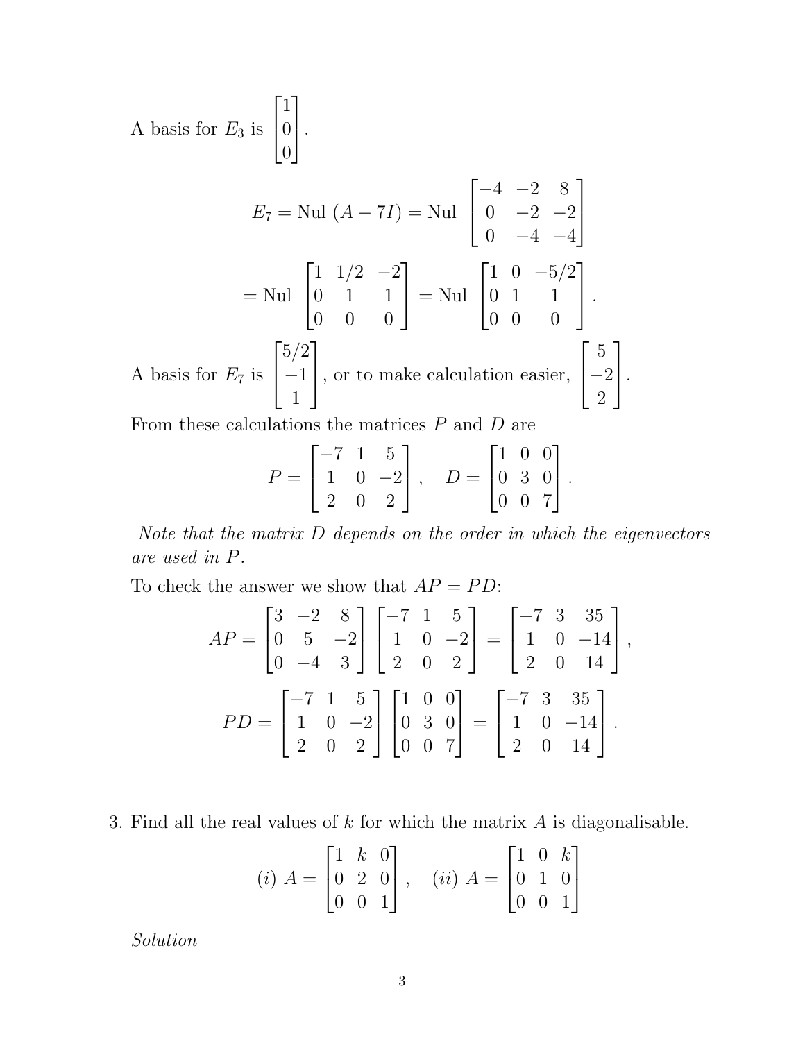A basis for $E_3$ is $\begin{bmatrix} 1 \\ 0 \\ 0 \end{bmatrix}$.

$$E_7 = \text{Nul } (A - 7I) = \text{Nul } \begin{bmatrix} -4 & -2 & 8 \\ 0 & -2 & -2 \\ 0 & -4 & -4 \end{bmatrix}$$

$$= \text{Nul } \begin{bmatrix} 1 & 1/2 & -2 \\ 0 & 1 & 1 \\ 0 & 0 & 0 \end{bmatrix} = \text{Nul } \begin{bmatrix} 1 & 0 & -5/2 \\ 0 & 1 & 1 \\ 0 & 0 & 0 \end{bmatrix}.$$

A basis for $E_7$ is $\begin{bmatrix} 5/2 \\ -1 \\ 1 \end{bmatrix}$, or to make calculation easier, $\begin{bmatrix} 5 \\ -2 \\ 2 \end{bmatrix}$.

From these calculations the matrices $P$ and $D$ are

$$P = \begin{bmatrix} -7 & 1 & 5 \\ 1 & 0 & -2 \\ 2 & 0 & 2 \end{bmatrix}, \quad D = \begin{bmatrix} 1 & 0 & 0 \\ 0 & 3 & 0 \\ 0 & 0 & 7 \end{bmatrix}.$$

*Note that the matrix $D$ depends on the order in which the eigenvectors are used in $P$.*

To check the answer we show that $AP = PD$:

$$AP = \begin{bmatrix} 3 & -2 & 8 \\ 0 & 5 & -2 \\ 0 & -4 & 3 \end{bmatrix} \begin{bmatrix} -7 & 1 & 5 \\ 1 & 0 & -2 \\ 2 & 0 & 2 \end{bmatrix} = \begin{bmatrix} -7 & 3 & 35 \\ 1 & 0 & -14 \\ 2 & 0 & 14 \end{bmatrix},$$

$$PD = \begin{bmatrix} -7 & 1 & 5 \\ 1 & 0 & -2 \\ 2 & 0 & 2 \end{bmatrix} \begin{bmatrix} 1 & 0 & 0 \\ 0 & 3 & 0 \\ 0 & 0 & 7 \end{bmatrix} = \begin{bmatrix} -7 & 3 & 35 \\ 1 & 0 & -14 \\ 2 & 0 & 14 \end{bmatrix}.$$

3. Find all the real values of $k$ for which the matrix $A$ is diagonalisable.

$$(i)\ A = \begin{bmatrix} 1 & k & 0 \\ 0 & 2 & 0 \\ 0 & 0 & 1 \end{bmatrix}, \quad (ii)\ A = \begin{bmatrix} 1 & 0 & k \\ 0 & 1 & 0 \\ 0 & 0 & 1 \end{bmatrix}$$

*Solution*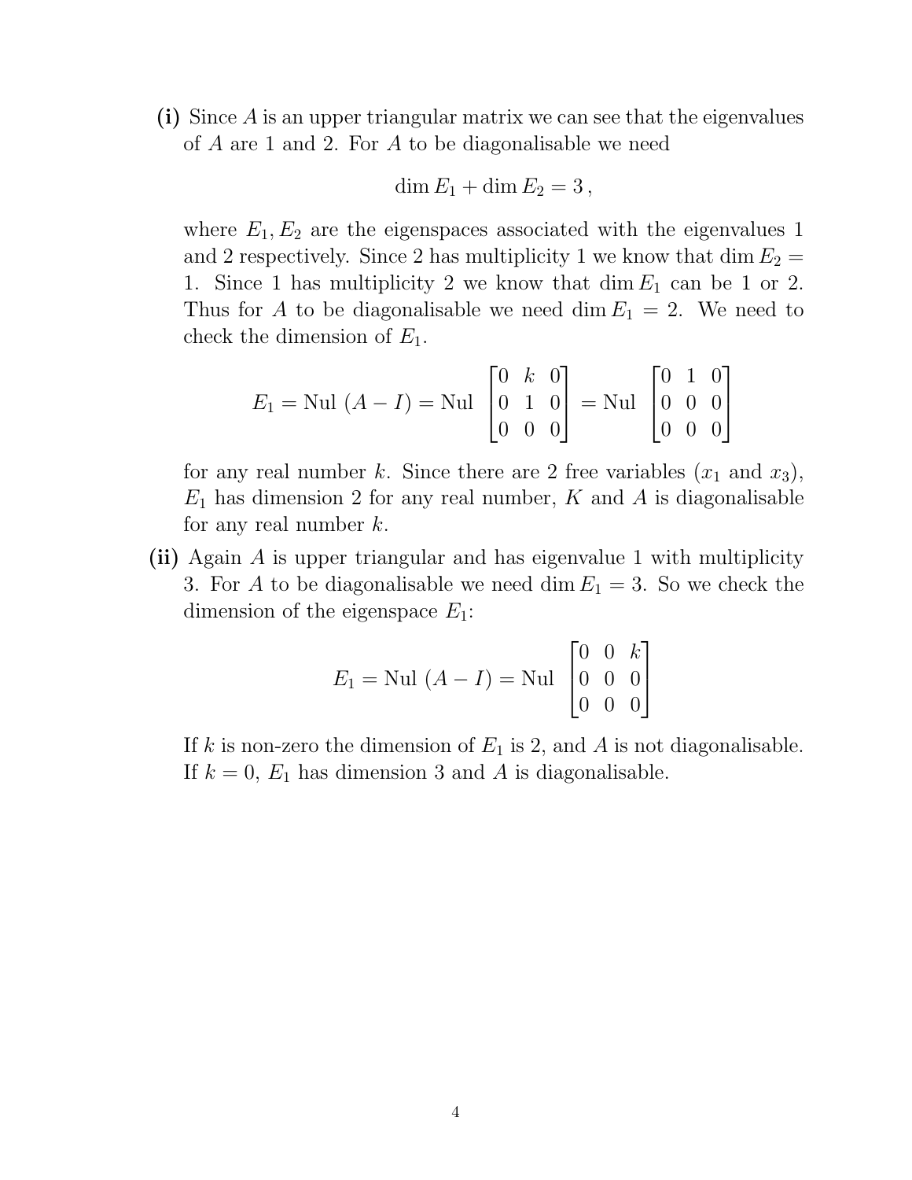**(i)** Since $A$ is an upper triangular matrix we can see that the eigenvalues of $A$ are 1 and 2. For $A$ to be diagonalisable we need

$$\dim E_1 + \dim E_2 = 3\,,$$

where $E_1, E_2$ are the eigenspaces associated with the eigenvalues 1 and 2 respectively. Since 2 has multiplicity 1 we know that $\dim E_2 = 1$. Since 1 has multiplicity 2 we know that $\dim E_1$ can be 1 or 2. Thus for $A$ to be diagonalisable we need $\dim E_1 = 2$. We need to check the dimension of $E_1$.

$$E_1 = \text{Nul }(A - I) = \text{Nul }\begin{bmatrix} 0 & k & 0 \\ 0 & 1 & 0 \\ 0 & 0 & 0 \end{bmatrix} = \text{Nul }\begin{bmatrix} 0 & 1 & 0 \\ 0 & 0 & 0 \\ 0 & 0 & 0 \end{bmatrix}$$

for any real number $k$. Since there are 2 free variables ($x_1$ and $x_3$), $E_1$ has dimension 2 for any real number, $K$ and $A$ is diagonalisable for any real number $k$.

**(ii)** Again $A$ is upper triangular and has eigenvalue 1 with multiplicity 3. For $A$ to be diagonalisable we need $\dim E_1 = 3$. So we check the dimension of the eigenspace $E_1$:

$$E_1 = \text{Nul }(A - I) = \text{Nul }\begin{bmatrix} 0 & 0 & k \\ 0 & 0 & 0 \\ 0 & 0 & 0 \end{bmatrix}$$

If $k$ is non-zero the dimension of $E_1$ is 2, and $A$ is not diagonalisable. If $k = 0$, $E_1$ has dimension 3 and $A$ is diagonalisable.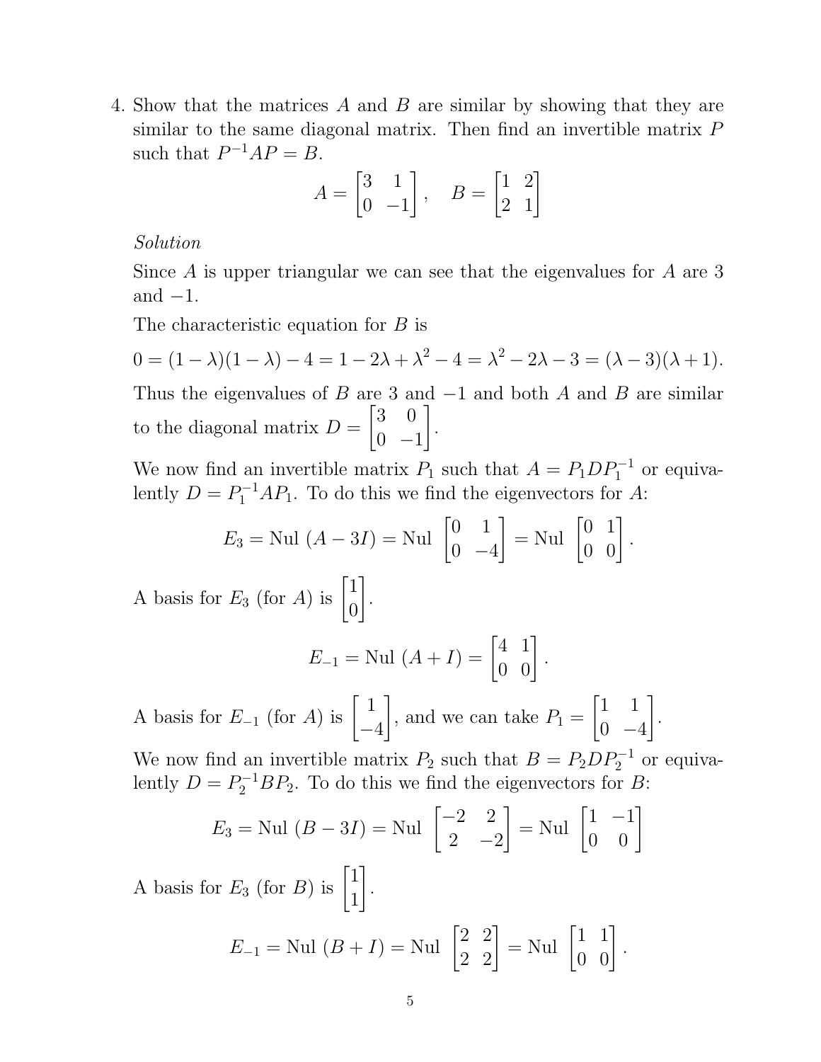4. Show that the matrices $A$ and $B$ are similar by showing that they are similar to the same diagonal matrix. Then find an invertible matrix $P$ such that $P^{-1}AP = B$.

$$A = \begin{bmatrix} 3 & 1 \\ 0 & -1 \end{bmatrix}, \quad B = \begin{bmatrix} 1 & 2 \\ 2 & 1 \end{bmatrix}$$

*Solution*

Since $A$ is upper triangular we can see that the eigenvalues for $A$ are 3 and $-1$.

The characteristic equation for $B$ is

$$0 = (1-\lambda)(1-\lambda) - 4 = 1 - 2\lambda + \lambda^2 - 4 = \lambda^2 - 2\lambda - 3 = (\lambda - 3)(\lambda + 1).$$

Thus the eigenvalues of $B$ are 3 and $-1$ and both $A$ and $B$ are similar to the diagonal matrix $D = \begin{bmatrix} 3 & 0 \\ 0 & -1 \end{bmatrix}$.

We now find an invertible matrix $P_1$ such that $A = P_1 D P_1^{-1}$ or equivalently $D = P_1^{-1} A P_1$. To do this we find the eigenvectors for $A$:

$$E_3 = \text{Nul }(A - 3I) = \text{Nul } \begin{bmatrix} 0 & 1 \\ 0 & -4 \end{bmatrix} = \text{Nul } \begin{bmatrix} 0 & 1 \\ 0 & 0 \end{bmatrix}.$$

A basis for $E_3$ (for $A$) is $\begin{bmatrix} 1 \\ 0 \end{bmatrix}$.

$$E_{-1} = \text{Nul }(A + I) = \begin{bmatrix} 4 & 1 \\ 0 & 0 \end{bmatrix}.$$

A basis for $E_{-1}$ (for $A$) is $\begin{bmatrix} 1 \\ -4 \end{bmatrix}$, and we can take $P_1 = \begin{bmatrix} 1 & 1 \\ 0 & -4 \end{bmatrix}$.

We now find an invertible matrix $P_2$ such that $B = P_2 D P_2^{-1}$ or equivalently $D = P_2^{-1} B P_2$. To do this we find the eigenvectors for $B$:

$$E_3 = \text{Nul }(B - 3I) = \text{Nul } \begin{bmatrix} -2 & 2 \\ 2 & -2 \end{bmatrix} = \text{Nul } \begin{bmatrix} 1 & -1 \\ 0 & 0 \end{bmatrix}$$

A basis for $E_3$ (for $B$) is $\begin{bmatrix} 1 \\ 1 \end{bmatrix}$.

$$E_{-1} = \text{Nul }(B + I) = \text{Nul } \begin{bmatrix} 2 & 2 \\ 2 & 2 \end{bmatrix} = \text{Nul } \begin{bmatrix} 1 & 1 \\ 0 & 0 \end{bmatrix}.$$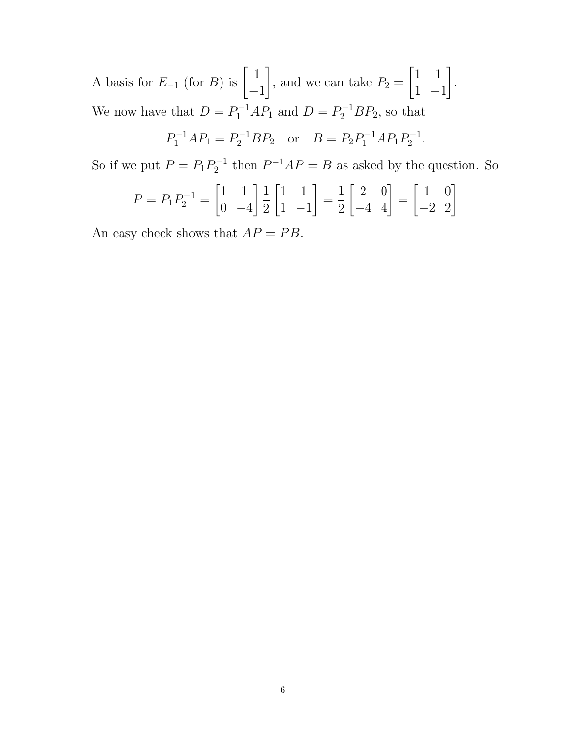A basis for $E_{-1}$ (for $B$) is $\begin{bmatrix} 1 \\ -1 \end{bmatrix}$, and we can take $P_2 = \begin{bmatrix} 1 & 1 \\ 1 & -1 \end{bmatrix}$.

We now have that $D = P_1^{-1}AP_1$ and $D = P_2^{-1}BP_2$, so that

$$P_1^{-1}AP_1 = P_2^{-1}BP_2 \quad \text{or} \quad B = P_2P_1^{-1}AP_1P_2^{-1}.$$

So if we put $P = P_1P_2^{-1}$ then $P^{-1}AP = B$ as asked by the question. So

$$P = P_1P_2^{-1} = \begin{bmatrix} 1 & 1 \\ 0 & -4 \end{bmatrix} \frac{1}{2} \begin{bmatrix} 1 & 1 \\ 1 & -1 \end{bmatrix} = \frac{1}{2} \begin{bmatrix} 2 & 0 \\ -4 & 4 \end{bmatrix} = \begin{bmatrix} 1 & 0 \\ -2 & 2 \end{bmatrix}$$

An easy check shows that $AP = PB$.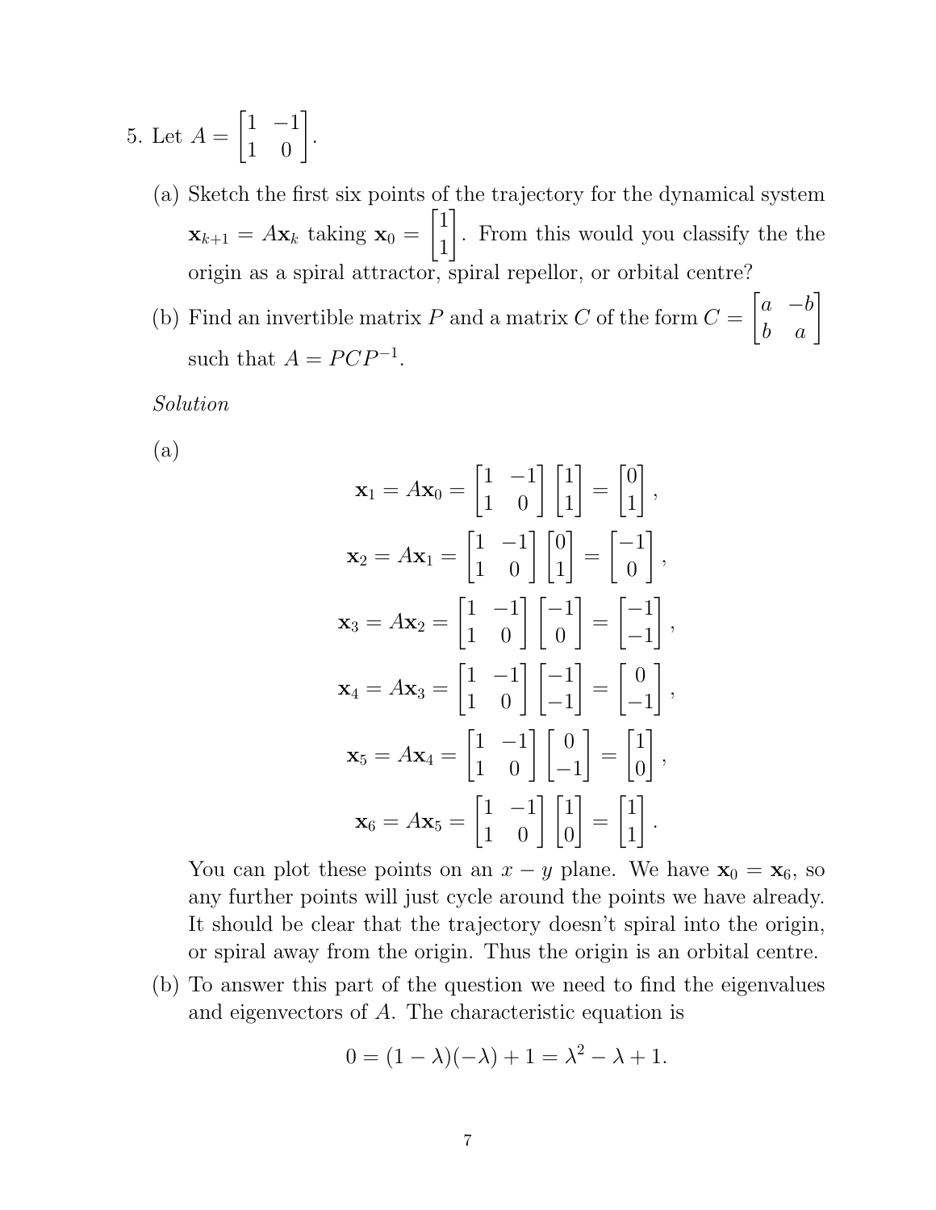5. Let $A = \begin{bmatrix} 1 & -1 \\ 1 & 0 \end{bmatrix}$.

(a) Sketch the first six points of the trajectory for the dynamical system $\mathbf{x}_{k+1} = A\mathbf{x}_k$ taking $\mathbf{x}_0 = \begin{bmatrix} 1 \\ 1 \end{bmatrix}$. From this would you classify the the origin as a spiral attractor, spiral repellor, or orbital centre?

(b) Find an invertible matrix $P$ and a matrix $C$ of the form $C = \begin{bmatrix} a & -b \\ b & a \end{bmatrix}$ such that $A = PCP^{-1}$.

*Solution*

(a)

$$\mathbf{x}_1 = A\mathbf{x}_0 = \begin{bmatrix} 1 & -1 \\ 1 & 0 \end{bmatrix} \begin{bmatrix} 1 \\ 1 \end{bmatrix} = \begin{bmatrix} 0 \\ 1 \end{bmatrix},$$

$$\mathbf{x}_2 = A\mathbf{x}_1 = \begin{bmatrix} 1 & -1 \\ 1 & 0 \end{bmatrix} \begin{bmatrix} 0 \\ 1 \end{bmatrix} = \begin{bmatrix} -1 \\ 0 \end{bmatrix},$$

$$\mathbf{x}_3 = A\mathbf{x}_2 = \begin{bmatrix} 1 & -1 \\ 1 & 0 \end{bmatrix} \begin{bmatrix} -1 \\ 0 \end{bmatrix} = \begin{bmatrix} -1 \\ -1 \end{bmatrix},$$

$$\mathbf{x}_4 = A\mathbf{x}_3 = \begin{bmatrix} 1 & -1 \\ 1 & 0 \end{bmatrix} \begin{bmatrix} -1 \\ -1 \end{bmatrix} = \begin{bmatrix} 0 \\ -1 \end{bmatrix},$$

$$\mathbf{x}_5 = A\mathbf{x}_4 = \begin{bmatrix} 1 & -1 \\ 1 & 0 \end{bmatrix} \begin{bmatrix} 0 \\ -1 \end{bmatrix} = \begin{bmatrix} 1 \\ 0 \end{bmatrix},$$

$$\mathbf{x}_6 = A\mathbf{x}_5 = \begin{bmatrix} 1 & -1 \\ 1 & 0 \end{bmatrix} \begin{bmatrix} 1 \\ 0 \end{bmatrix} = \begin{bmatrix} 1 \\ 1 \end{bmatrix}.$$

You can plot these points on an $x - y$ plane. We have $\mathbf{x}_0 = \mathbf{x}_6$, so any further points will just cycle around the points we have already. It should be clear that the trajectory doesn't spiral into the origin, or spiral away from the origin. Thus the origin is an orbital centre.

(b) To answer this part of the question we need to find the eigenvalues and eigenvectors of $A$. The characteristic equation is

$$0 = (1 - \lambda)(-\lambda) + 1 = \lambda^2 - \lambda + 1.$$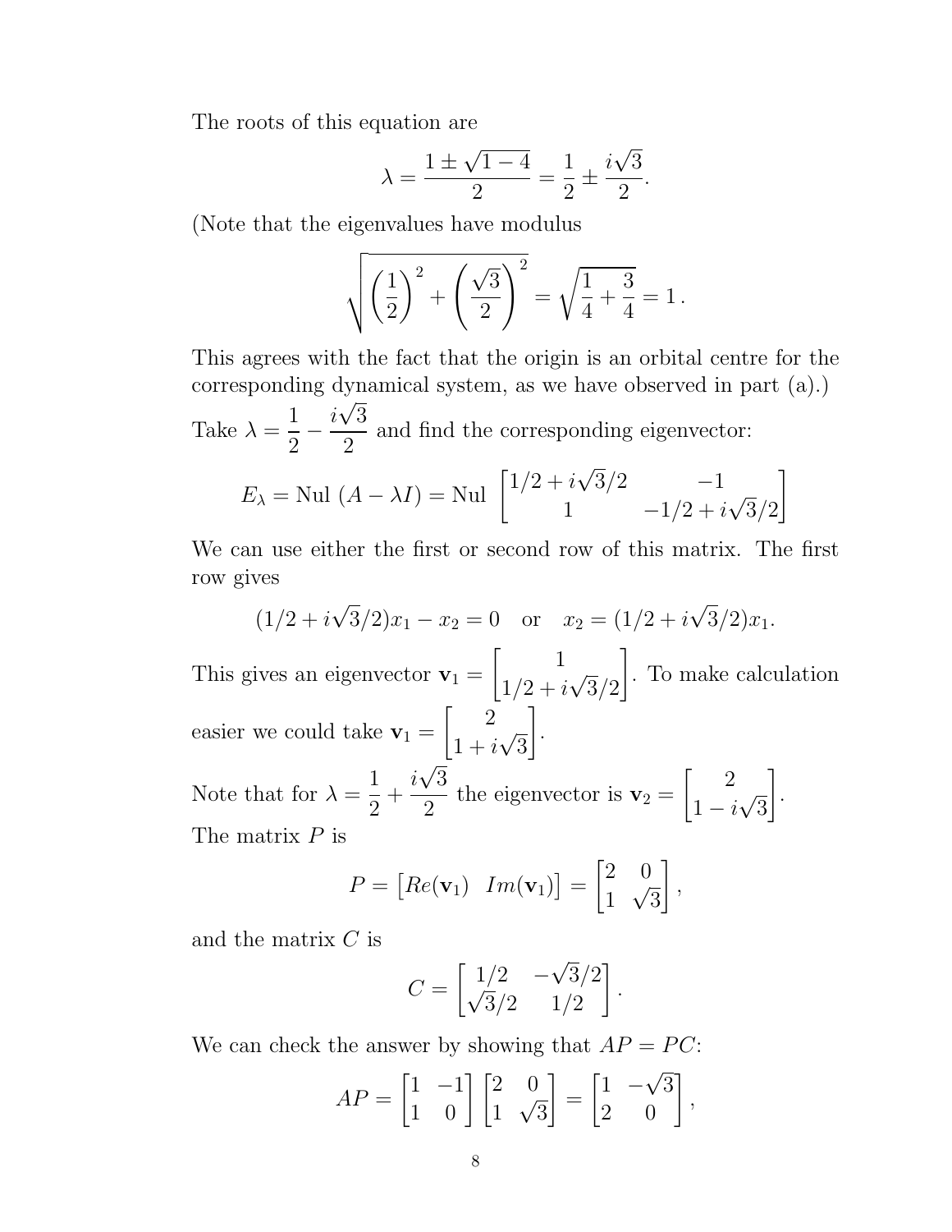The roots of this equation are

$$\lambda = \frac{1 \pm \sqrt{1-4}}{2} = \frac{1}{2} \pm \frac{i\sqrt{3}}{2}.$$

(Note that the eigenvalues have modulus

$$\sqrt{\left(\frac{1}{2}\right)^2 + \left(\frac{\sqrt{3}}{2}\right)^2} = \sqrt{\frac{1}{4} + \frac{3}{4}} = 1\,.$$

This agrees with the fact that the origin is an orbital centre for the corresponding dynamical system, as we have observed in part (a).)

Take $\lambda = \dfrac{1}{2} - \dfrac{i\sqrt{3}}{2}$ and find the corresponding eigenvector:

$$E_\lambda = \text{Nul}\,(A - \lambda I) = \text{Nul}\,\begin{bmatrix} 1/2 + i\sqrt{3}/2 & -1 \\ 1 & -1/2 + i\sqrt{3}/2 \end{bmatrix}$$

We can use either the first or second row of this matrix. The first row gives

$$(1/2 + i\sqrt{3}/2)x_1 - x_2 = 0 \quad \text{or} \quad x_2 = (1/2 + i\sqrt{3}/2)x_1.$$

This gives an eigenvector $\mathbf{v}_1 = \begin{bmatrix} 1 \\ 1/2 + i\sqrt{3}/2 \end{bmatrix}$. To make calculation easier we could take $\mathbf{v}_1 = \begin{bmatrix} 2 \\ 1 + i\sqrt{3} \end{bmatrix}$.

Note that for $\lambda = \dfrac{1}{2} + \dfrac{i\sqrt{3}}{2}$ the eigenvector is $\mathbf{v}_2 = \begin{bmatrix} 2 \\ 1 - i\sqrt{3} \end{bmatrix}$.

The matrix $P$ is

$$P = \begin{bmatrix} Re(\mathbf{v}_1) & Im(\mathbf{v}_1) \end{bmatrix} = \begin{bmatrix} 2 & 0 \\ 1 & \sqrt{3} \end{bmatrix},$$

and the matrix $C$ is

$$C = \begin{bmatrix} 1/2 & -\sqrt{3}/2 \\ \sqrt{3}/2 & 1/2 \end{bmatrix}.$$

We can check the answer by showing that $AP = PC$:

$$AP = \begin{bmatrix} 1 & -1 \\ 1 & 0 \end{bmatrix} \begin{bmatrix} 2 & 0 \\ 1 & \sqrt{3} \end{bmatrix} = \begin{bmatrix} 1 & -\sqrt{3} \\ 2 & 0 \end{bmatrix},$$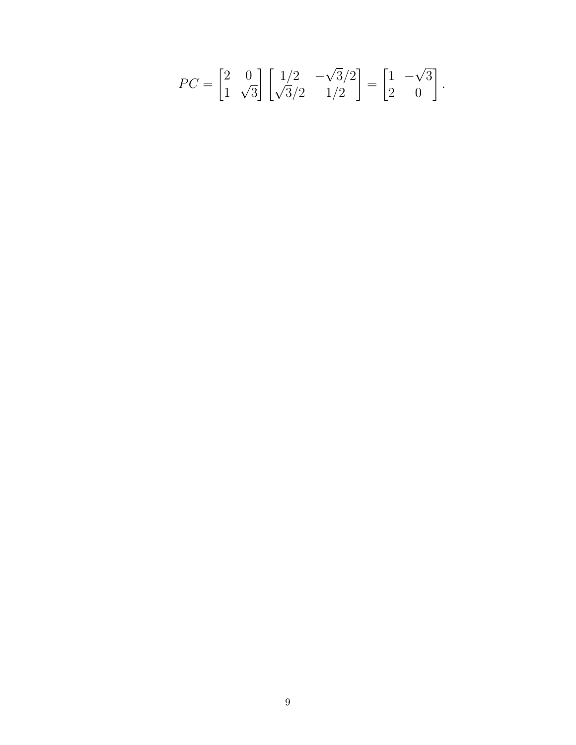$$PC = \begin{bmatrix} 2 & 0 \\ 1 & \sqrt{3} \end{bmatrix} \begin{bmatrix} 1/2 & -\sqrt{3}/2 \\ \sqrt{3}/2 & 1/2 \end{bmatrix} = \begin{bmatrix} 1 & -\sqrt{3} \\ 2 & 0 \end{bmatrix}.$$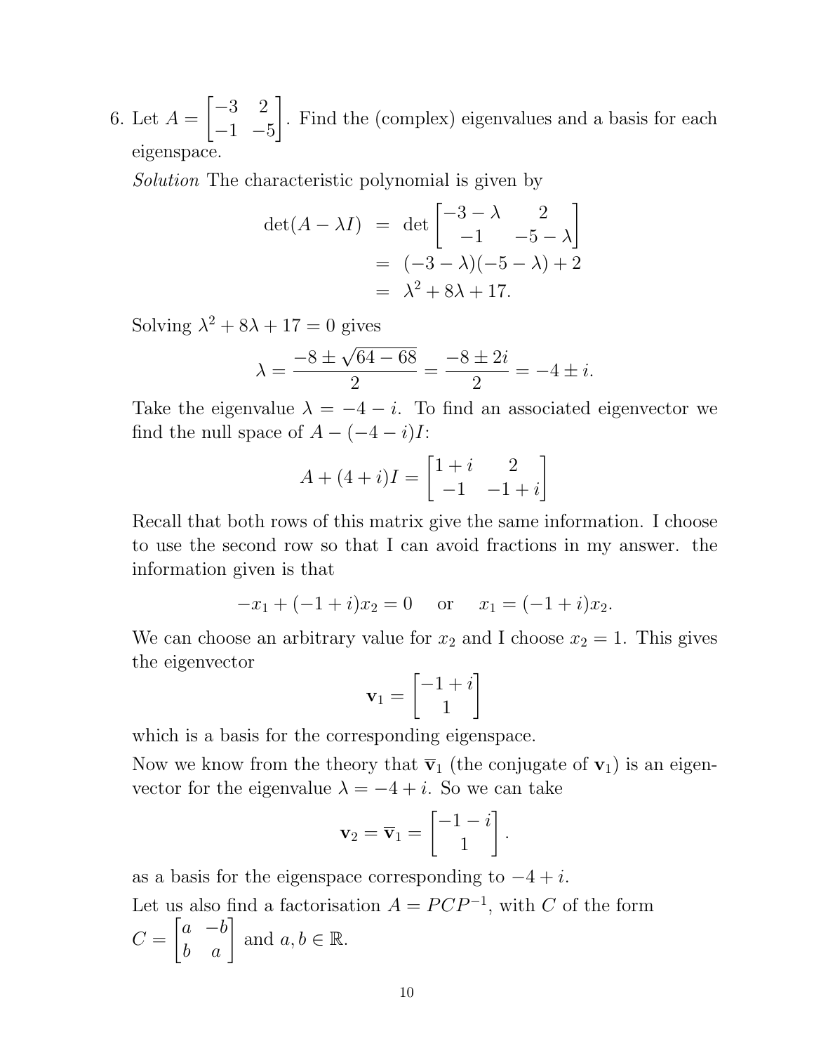6. Let $A = \begin{bmatrix} -3 & 2 \\ -1 & -5 \end{bmatrix}$. Find the (complex) eigenvalues and a basis for each eigenspace.

*Solution* The characteristic polynomial is given by

$$\begin{aligned} \det(A - \lambda I) &= \det \begin{bmatrix} -3-\lambda & 2 \\ -1 & -5-\lambda \end{bmatrix} \\ &= (-3-\lambda)(-5-\lambda) + 2 \\ &= \lambda^2 + 8\lambda + 17. \end{aligned}$$

Solving $\lambda^2 + 8\lambda + 17 = 0$ gives

$$\lambda = \frac{-8 \pm \sqrt{64 - 68}}{2} = \frac{-8 \pm 2i}{2} = -4 \pm i.$$

Take the eigenvalue $\lambda = -4 - i$. To find an associated eigenvector we find the null space of $A - (-4 - i)I$:

$$A + (4+i)I = \begin{bmatrix} 1+i & 2 \\ -1 & -1+i \end{bmatrix}$$

Recall that both rows of this matrix give the same information. I choose to use the second row so that I can avoid fractions in my answer. the information given is that

$$-x_1 + (-1+i)x_2 = 0 \quad \text{or} \quad x_1 = (-1+i)x_2.$$

We can choose an arbitrary value for $x_2$ and I choose $x_2 = 1$. This gives the eigenvector

$$\mathbf{v}_1 = \begin{bmatrix} -1+i \\ 1 \end{bmatrix}$$

which is a basis for the corresponding eigenspace.

Now we know from the theory that $\overline{\mathbf{v}}_1$ (the conjugate of $\mathbf{v}_1$) is an eigenvector for the eigenvalue $\lambda = -4 + i$. So we can take

$$\mathbf{v}_2 = \overline{\mathbf{v}}_1 = \begin{bmatrix} -1-i \\ 1 \end{bmatrix}.$$

as a basis for the eigenspace corresponding to $-4 + i$.

Let us also find a factorisation $A = PCP^{-1}$, with $C$ of the form $C = \begin{bmatrix} a & -b \\ b & a \end{bmatrix}$ and $a, b \in \mathbb{R}$.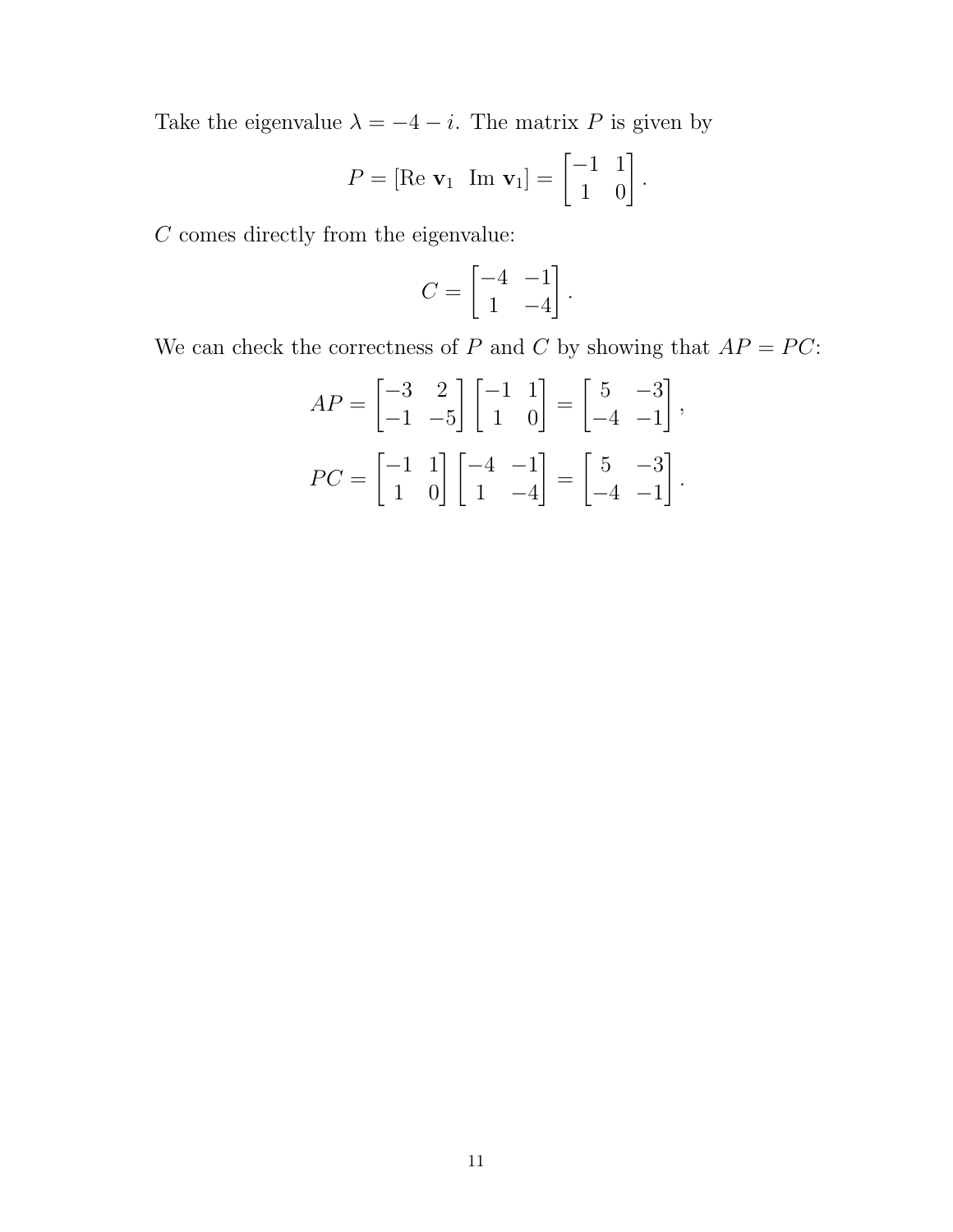Take the eigenvalue $\lambda = -4 - i$. The matrix $P$ is given by

$$P = [\text{Re } \mathbf{v}_1 \;\; \text{Im } \mathbf{v}_1] = \begin{bmatrix} -1 & 1 \\ 1 & 0 \end{bmatrix}.$$

$C$ comes directly from the eigenvalue:

$$C = \begin{bmatrix} -4 & -1 \\ 1 & -4 \end{bmatrix}.$$

We can check the correctness of $P$ and $C$ by showing that $AP = PC$:

$$AP = \begin{bmatrix} -3 & 2 \\ -1 & -5 \end{bmatrix} \begin{bmatrix} -1 & 1 \\ 1 & 0 \end{bmatrix} = \begin{bmatrix} 5 & -3 \\ -4 & -1 \end{bmatrix},$$

$$PC = \begin{bmatrix} -1 & 1 \\ 1 & 0 \end{bmatrix} \begin{bmatrix} -4 & -1 \\ 1 & -4 \end{bmatrix} = \begin{bmatrix} 5 & -3 \\ -4 & -1 \end{bmatrix}.$$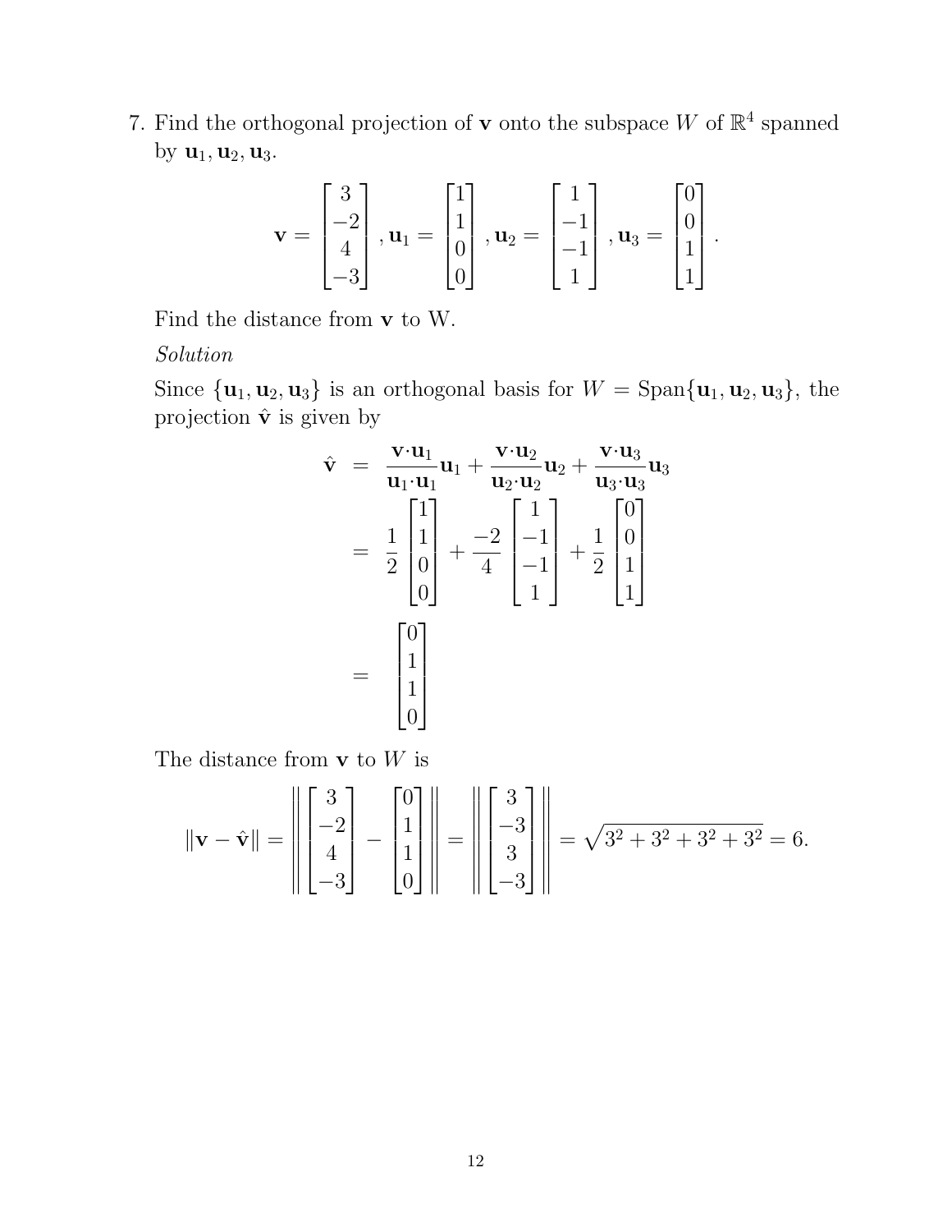7. Find the orthogonal projection of $\mathbf{v}$ onto the subspace $W$ of $\mathbb{R}^4$ spanned by $\mathbf{u}_1, \mathbf{u}_2, \mathbf{u}_3$.

$$\mathbf{v} = \begin{bmatrix} 3 \\ -2 \\ 4 \\ -3 \end{bmatrix}, \mathbf{u}_1 = \begin{bmatrix} 1 \\ 1 \\ 0 \\ 0 \end{bmatrix}, \mathbf{u}_2 = \begin{bmatrix} 1 \\ -1 \\ -1 \\ 1 \end{bmatrix}, \mathbf{u}_3 = \begin{bmatrix} 0 \\ 0 \\ 1 \\ 1 \end{bmatrix}.$$

Find the distance from $\mathbf{v}$ to W.

*Solution*

Since $\{\mathbf{u}_1, \mathbf{u}_2, \mathbf{u}_3\}$ is an orthogonal basis for $W = \text{Span}\{\mathbf{u}_1, \mathbf{u}_2, \mathbf{u}_3\}$, the projection $\hat{\mathbf{v}}$ is given by

$$\begin{aligned}
\hat{\mathbf{v}} &= \frac{\mathbf{v}\cdot\mathbf{u}_1}{\mathbf{u}_1\cdot\mathbf{u}_1}\mathbf{u}_1 + \frac{\mathbf{v}\cdot\mathbf{u}_2}{\mathbf{u}_2\cdot\mathbf{u}_2}\mathbf{u}_2 + \frac{\mathbf{v}\cdot\mathbf{u}_3}{\mathbf{u}_3\cdot\mathbf{u}_3}\mathbf{u}_3 \\
&= \frac{1}{2}\begin{bmatrix} 1 \\ 1 \\ 0 \\ 0 \end{bmatrix} + \frac{-2}{4}\begin{bmatrix} 1 \\ -1 \\ -1 \\ 1 \end{bmatrix} + \frac{1}{2}\begin{bmatrix} 0 \\ 0 \\ 1 \\ 1 \end{bmatrix} \\
&= \begin{bmatrix} 0 \\ 1 \\ 1 \\ 0 \end{bmatrix}
\end{aligned}$$

The distance from $\mathbf{v}$ to $W$ is

$$\|\mathbf{v} - \hat{\mathbf{v}}\| = \left\| \begin{bmatrix} 3 \\ -2 \\ 4 \\ -3 \end{bmatrix} - \begin{bmatrix} 0 \\ 1 \\ 1 \\ 0 \end{bmatrix} \right\| = \left\| \begin{bmatrix} 3 \\ -3 \\ 3 \\ -3 \end{bmatrix} \right\| = \sqrt{3^2 + 3^2 + 3^2 + 3^2} = 6.$$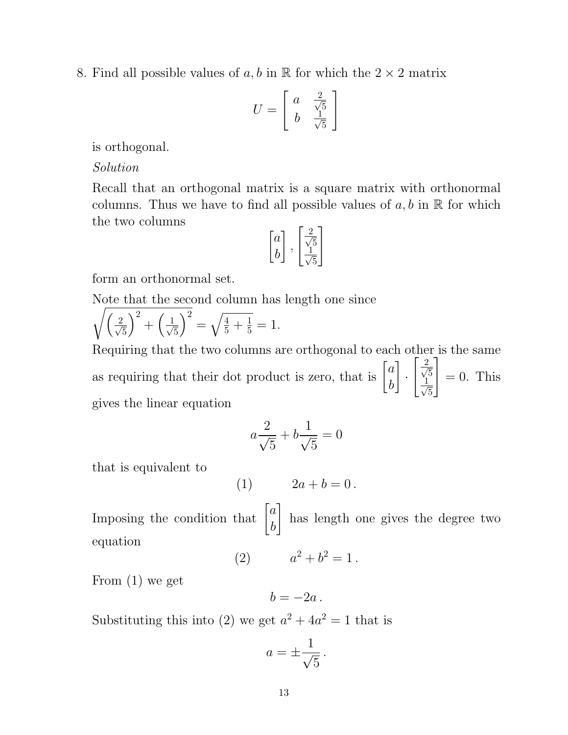8. Find all possible values of $a, b$ in $\mathbb{R}$ for which the $2 \times 2$ matrix

$$U = \begin{bmatrix} a & \frac{2}{\sqrt{5}} \\ b & \frac{1}{\sqrt{5}} \end{bmatrix}$$

is orthogonal.

*Solution*

Recall that an orthogonal matrix is a square matrix with orthonormal columns. Thus we have to find all possible values of $a, b$ in $\mathbb{R}$ for which the two columns

$$\begin{bmatrix} a \\ b \end{bmatrix}, \begin{bmatrix} \frac{2}{\sqrt{5}} \\ \frac{1}{\sqrt{5}} \end{bmatrix}$$

form an orthonormal set.

Note that the second column has length one since $\sqrt{\left(\frac{2}{\sqrt{5}}\right)^2 + \left(\frac{1}{\sqrt{5}}\right)^2} = \sqrt{\frac{4}{5} + \frac{1}{5}} = 1.$

Requiring that the two columns are orthogonal to each other is the same as requiring that their dot product is zero, that is $\begin{bmatrix} a \\ b \end{bmatrix} \cdot \begin{bmatrix} \frac{2}{\sqrt{5}} \\ \frac{1}{\sqrt{5}} \end{bmatrix} = 0$. This gives the linear equation

$$a\frac{2}{\sqrt{5}} + b\frac{1}{\sqrt{5}} = 0$$

that is equivalent to

$$(1) \qquad 2a + b = 0\,.$$

Imposing the condition that $\begin{bmatrix} a \\ b \end{bmatrix}$ has length one gives the degree two equation

$$(2) \qquad a^2 + b^2 = 1\,.$$

From (1) we get

$$b = -2a\,.$$

Substituting this into (2) we get $a^2 + 4a^2 = 1$ that is

$$a = \pm\frac{1}{\sqrt{5}}\,.$$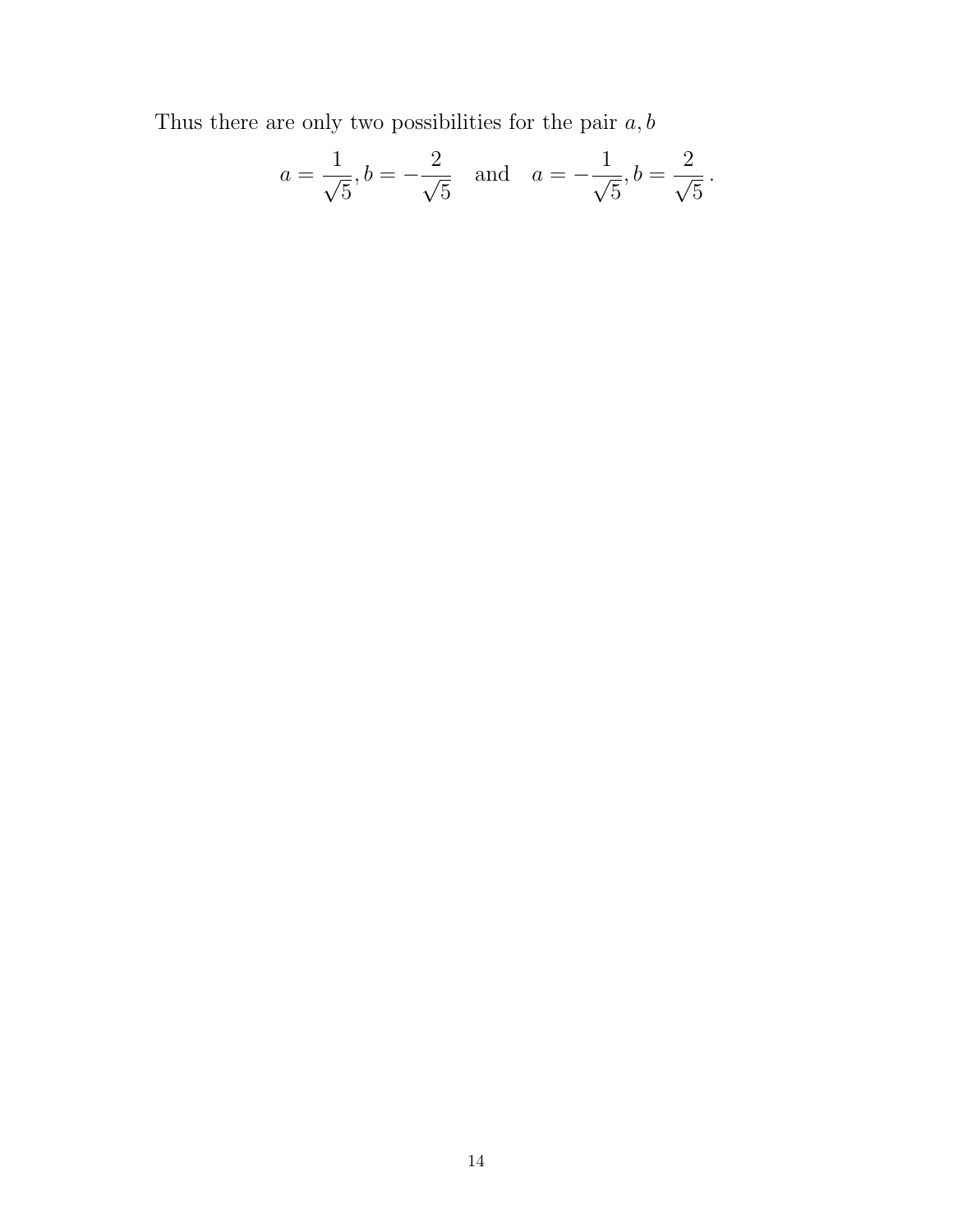Thus there are only two possibilities for the pair $a, b$

$$a = \frac{1}{\sqrt{5}}, b = -\frac{2}{\sqrt{5}} \quad \text{and} \quad a = -\frac{1}{\sqrt{5}}, b = \frac{2}{\sqrt{5}}\,.$$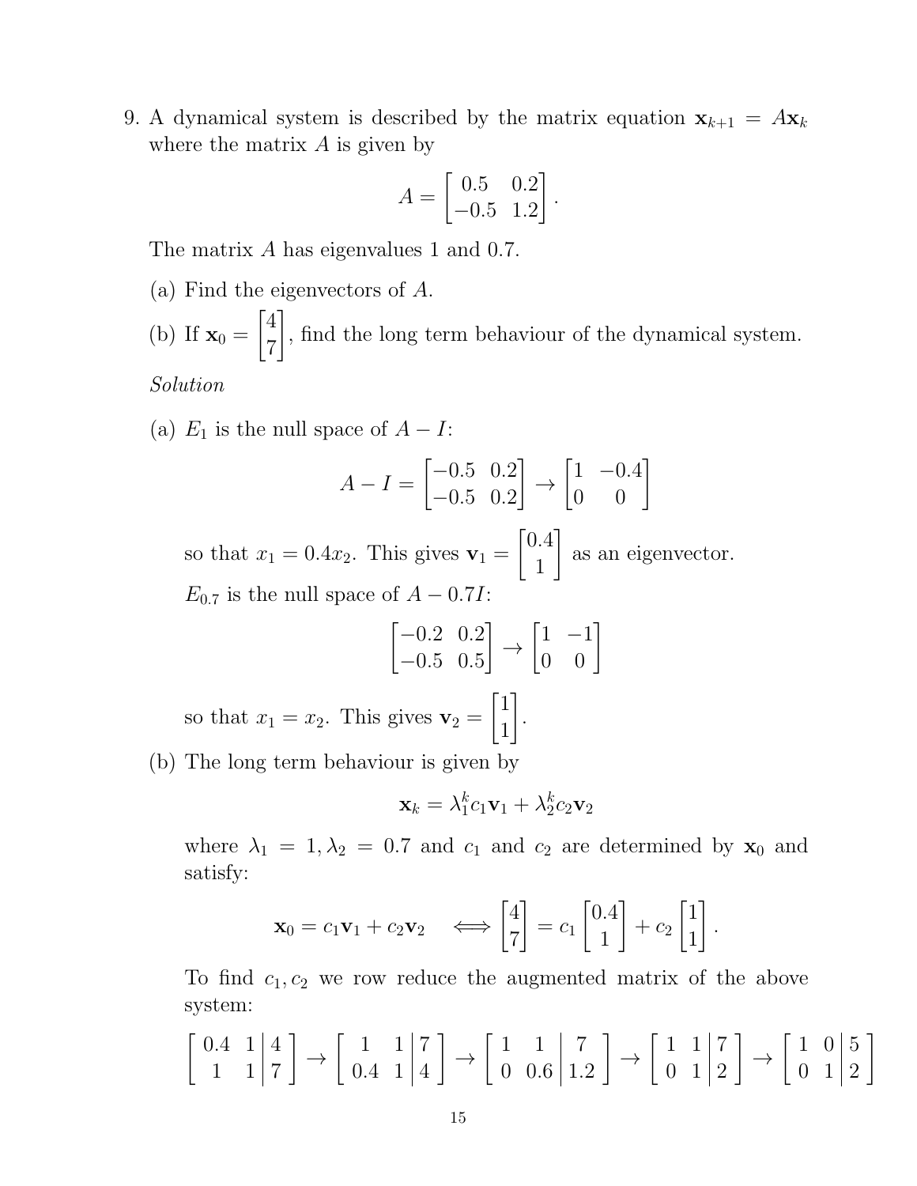9. A dynamical system is described by the matrix equation $\mathbf{x}_{k+1} = A\mathbf{x}_k$ where the matrix $A$ is given by

$$A = \begin{bmatrix} 0.5 & 0.2 \\ -0.5 & 1.2 \end{bmatrix}.$$

The matrix $A$ has eigenvalues 1 and 0.7.

(a) Find the eigenvectors of $A$.

(b) If $\mathbf{x}_0 = \begin{bmatrix} 4 \\ 7 \end{bmatrix}$, find the long term behaviour of the dynamical system.

*Solution*

(a) $E_1$ is the null space of $A - I$:

$$A - I = \begin{bmatrix} -0.5 & 0.2 \\ -0.5 & 0.2 \end{bmatrix} \to \begin{bmatrix} 1 & -0.4 \\ 0 & 0 \end{bmatrix}$$

so that $x_1 = 0.4x_2$. This gives $\mathbf{v}_1 = \begin{bmatrix} 0.4 \\ 1 \end{bmatrix}$ as an eigenvector.

$E_{0.7}$ is the null space of $A - 0.7I$:

$$\begin{bmatrix} -0.2 & 0.2 \\ -0.5 & 0.5 \end{bmatrix} \to \begin{bmatrix} 1 & -1 \\ 0 & 0 \end{bmatrix}$$

so that $x_1 = x_2$. This gives $\mathbf{v}_2 = \begin{bmatrix} 1 \\ 1 \end{bmatrix}$.

(b) The long term behaviour is given by

$$\mathbf{x}_k = \lambda_1^k c_1 \mathbf{v}_1 + \lambda_2^k c_2 \mathbf{v}_2$$

where $\lambda_1 = 1, \lambda_2 = 0.7$ and $c_1$ and $c_2$ are determined by $\mathbf{x}_0$ and satisfy:

$$\mathbf{x}_0 = c_1\mathbf{v}_1 + c_2\mathbf{v}_2 \quad \Longleftrightarrow \begin{bmatrix} 4 \\ 7 \end{bmatrix} = c_1 \begin{bmatrix} 0.4 \\ 1 \end{bmatrix} + c_2 \begin{bmatrix} 1 \\ 1 \end{bmatrix}.$$

To find $c_1, c_2$ we row reduce the augmented matrix of the above system:

$$\left[\begin{array}{cc|c} 0.4 & 1 & 4 \\ 1 & 1 & 7 \end{array}\right] \to \left[\begin{array}{cc|c} 1 & 1 & 7 \\ 0.4 & 1 & 4 \end{array}\right] \to \left[\begin{array}{cc|c} 1 & 1 & 7 \\ 0 & 0.6 & 1.2 \end{array}\right] \to \left[\begin{array}{cc|c} 1 & 1 & 7 \\ 0 & 1 & 2 \end{array}\right] \to \left[\begin{array}{cc|c} 1 & 0 & 5 \\ 0 & 1 & 2 \end{array}\right]$$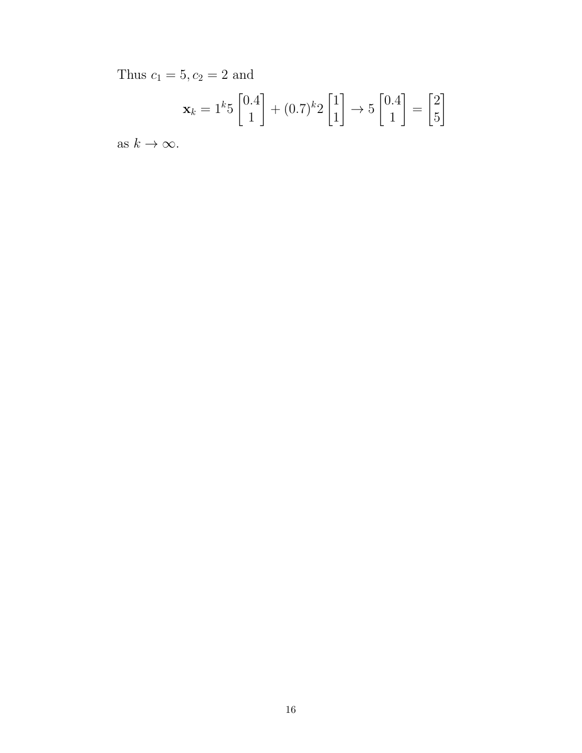Thus $c_1 = 5, c_2 = 2$ and

$$\mathbf{x}_k = 1^k 5 \begin{bmatrix} 0.4 \\ 1 \end{bmatrix} + (0.7)^k 2 \begin{bmatrix} 1 \\ 1 \end{bmatrix} \to 5 \begin{bmatrix} 0.4 \\ 1 \end{bmatrix} = \begin{bmatrix} 2 \\ 5 \end{bmatrix}$$

as $k \to \infty$.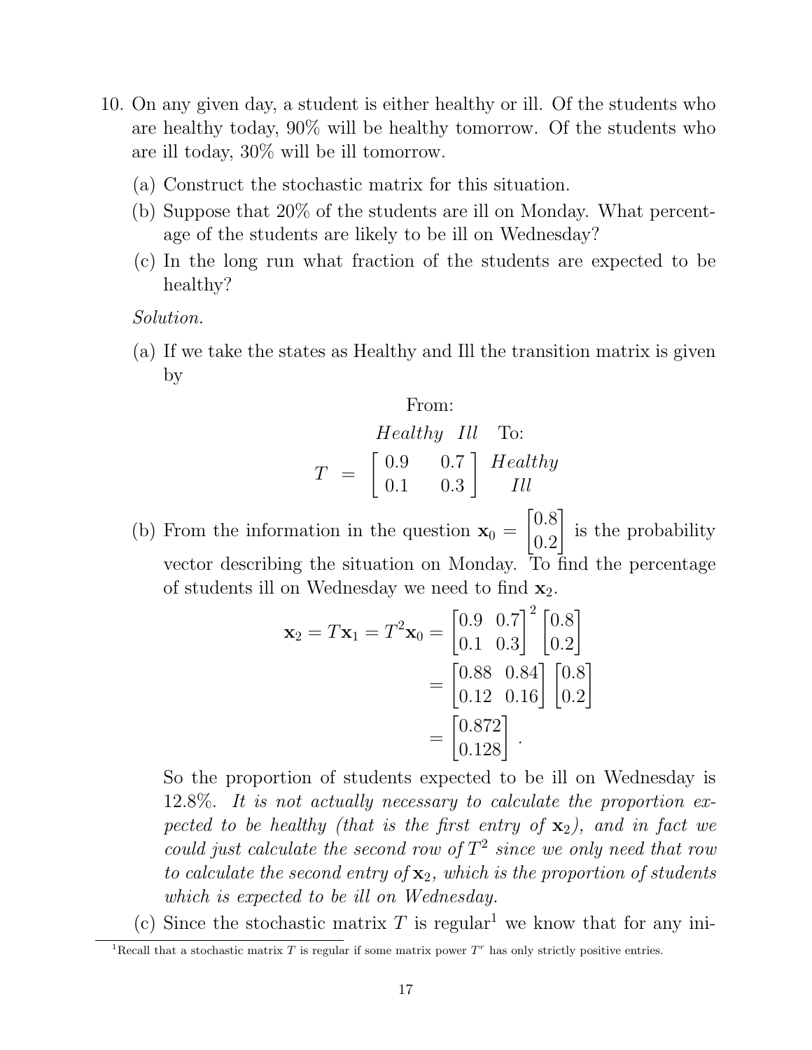10. On any given day, a student is either healthy or ill. Of the students who are healthy today, 90% will be healthy tomorrow. Of the students who are ill today, 30% will be ill tomorrow.

    (a) Construct the stochastic matrix for this situation.

    (b) Suppose that 20% of the students are ill on Monday. What percentage of the students are likely to be ill on Wednesday?

    (c) In the long run what fraction of the students are expected to be healthy?

    *Solution.*

    (a) If we take the states as Healthy and Ill the transition matrix is given by

    $$\begin{array}{cc} & \text{From:} \\ & \begin{array}{cc} \textit{Healthy} & \textit{Ill} \end{array} \quad \text{To:} \\ T \;=\; & \left[\begin{array}{cc} 0.9 & 0.7 \\ 0.1 & 0.3 \end{array}\right] \begin{array}{c} \textit{Healthy} \\ \textit{Ill} \end{array} \end{array}$$

    (b) From the information in the question $\mathbf{x}_0 = \begin{bmatrix} 0.8 \\ 0.2 \end{bmatrix}$ is the probability vector describing the situation on Monday. To find the percentage of students ill on Wednesday we need to find $\mathbf{x}_2$.

    $$\begin{aligned} \mathbf{x}_2 = T\mathbf{x}_1 = T^2\mathbf{x}_0 &= \begin{bmatrix} 0.9 & 0.7 \\ 0.1 & 0.3 \end{bmatrix}^2 \begin{bmatrix} 0.8 \\ 0.2 \end{bmatrix} \\ &= \begin{bmatrix} 0.88 & 0.84 \\ 0.12 & 0.16 \end{bmatrix} \begin{bmatrix} 0.8 \\ 0.2 \end{bmatrix} \\ &= \begin{bmatrix} 0.872 \\ 0.128 \end{bmatrix}. \end{aligned}$$

    So the proportion of students expected to be ill on Wednesday is 12.8%. *It is not actually necessary to calculate the proportion expected to be healthy (that is the first entry of $\mathbf{x}_2$), and in fact we could just calculate the second row of $T^2$ since we only need that row to calculate the second entry of $\mathbf{x}_2$, which is the proportion of students which is expected to be ill on Wednesday.*

    (c) Since the stochastic matrix $T$ is regular[1] we know that for any ini-

[1] Recall that a stochastic matrix $T$ is regular if some matrix power $T^r$ has only strictly positive entries.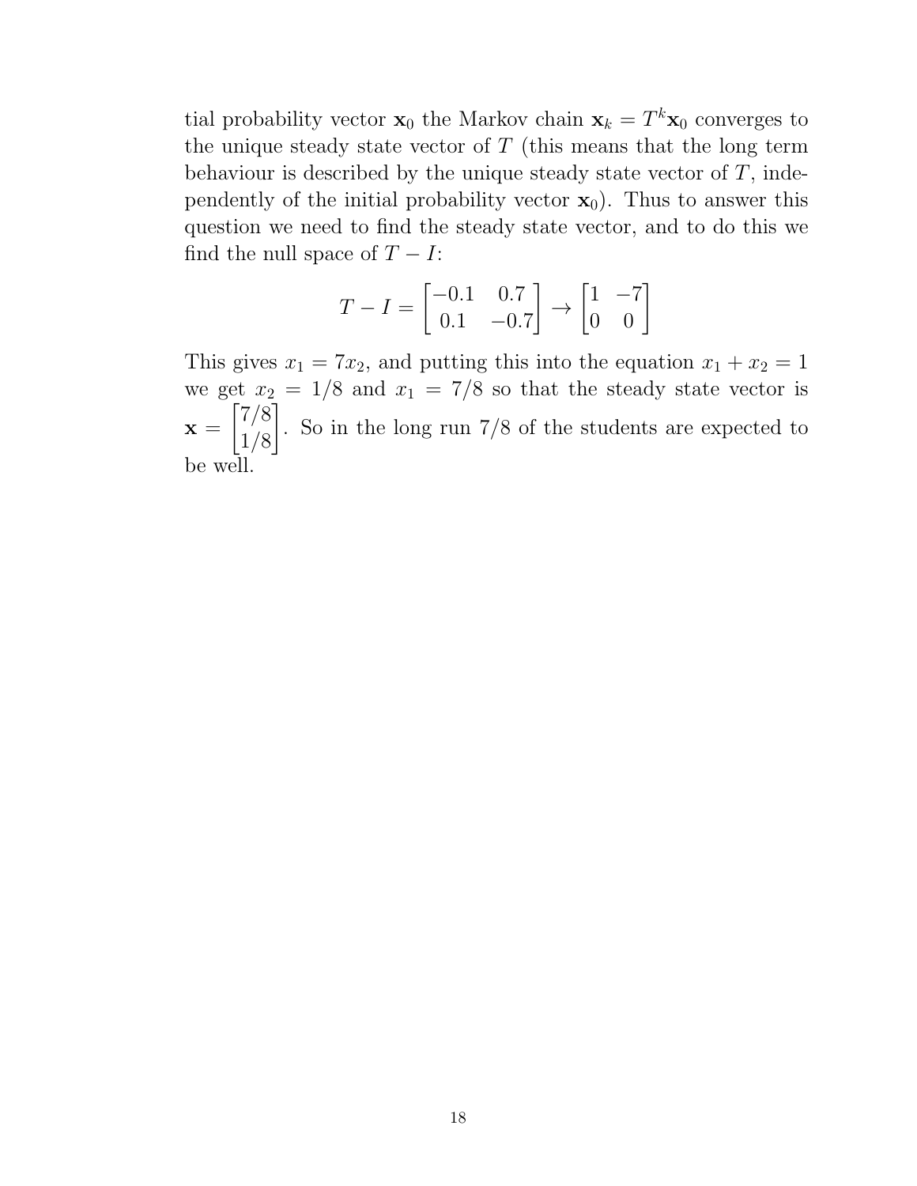tial probability vector $\mathbf{x}_0$ the Markov chain $\mathbf{x}_k = T^k\mathbf{x}_0$ converges to the unique steady state vector of $T$ (this means that the long term behaviour is described by the unique steady state vector of $T$, independently of the initial probability vector $\mathbf{x}_0$). Thus to answer this question we need to find the steady state vector, and to do this we find the null space of $T - I$:

$$T - I = \begin{bmatrix} -0.1 & 0.7 \\ 0.1 & -0.7 \end{bmatrix} \to \begin{bmatrix} 1 & -7 \\ 0 & 0 \end{bmatrix}$$

This gives $x_1 = 7x_2$, and putting this into the equation $x_1 + x_2 = 1$ we get $x_2 = 1/8$ and $x_1 = 7/8$ so that the steady state vector is $\mathbf{x} = \begin{bmatrix} 7/8 \\ 1/8 \end{bmatrix}$. So in the long run $7/8$ of the students are expected to be well.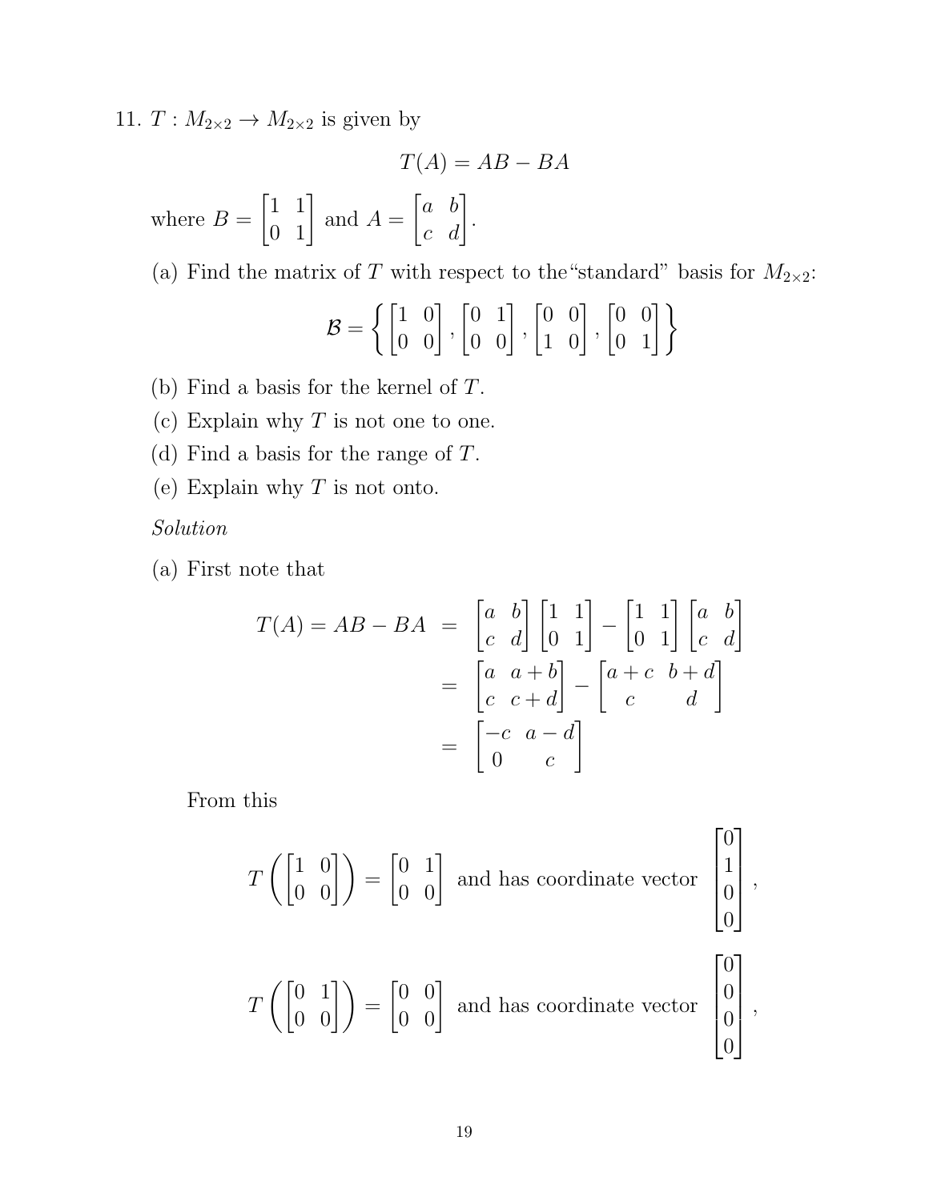11. $T : M_{2\times 2} \to M_{2\times 2}$ is given by

$$T(A) = AB - BA$$

where $B = \begin{bmatrix} 1 & 1 \\ 0 & 1 \end{bmatrix}$ and $A = \begin{bmatrix} a & b \\ c & d \end{bmatrix}$.

(a) Find the matrix of $T$ with respect to the "standard" basis for $M_{2\times 2}$:

$$\mathcal{B} = \left\{ \begin{bmatrix} 1 & 0 \\ 0 & 0 \end{bmatrix}, \begin{bmatrix} 0 & 1 \\ 0 & 0 \end{bmatrix}, \begin{bmatrix} 0 & 0 \\ 1 & 0 \end{bmatrix}, \begin{bmatrix} 0 & 0 \\ 0 & 1 \end{bmatrix} \right\}$$

(b) Find a basis for the kernel of $T$.

(c) Explain why $T$ is not one to one.

(d) Find a basis for the range of $T$.

(e) Explain why $T$ is not onto.

*Solution*

(a) First note that

$$\begin{aligned} T(A) = AB - BA &= \begin{bmatrix} a & b \\ c & d \end{bmatrix} \begin{bmatrix} 1 & 1 \\ 0 & 1 \end{bmatrix} - \begin{bmatrix} 1 & 1 \\ 0 & 1 \end{bmatrix} \begin{bmatrix} a & b \\ c & d \end{bmatrix} \\ &= \begin{bmatrix} a & a+b \\ c & c+d \end{bmatrix} - \begin{bmatrix} a+c & b+d \\ c & d \end{bmatrix} \\ &= \begin{bmatrix} -c & a-d \\ 0 & c \end{bmatrix} \end{aligned}$$

From this

$$T\left(\begin{bmatrix} 1 & 0 \\ 0 & 0 \end{bmatrix}\right) = \begin{bmatrix} 0 & 1 \\ 0 & 0 \end{bmatrix} \text{ and has coordinate vector } \begin{bmatrix} 0 \\ 1 \\ 0 \\ 0 \end{bmatrix},$$

$$T\left(\begin{bmatrix} 0 & 1 \\ 0 & 0 \end{bmatrix}\right) = \begin{bmatrix} 0 & 0 \\ 0 & 0 \end{bmatrix} \text{ and has coordinate vector } \begin{bmatrix} 0 \\ 0 \\ 0 \\ 0 \end{bmatrix},$$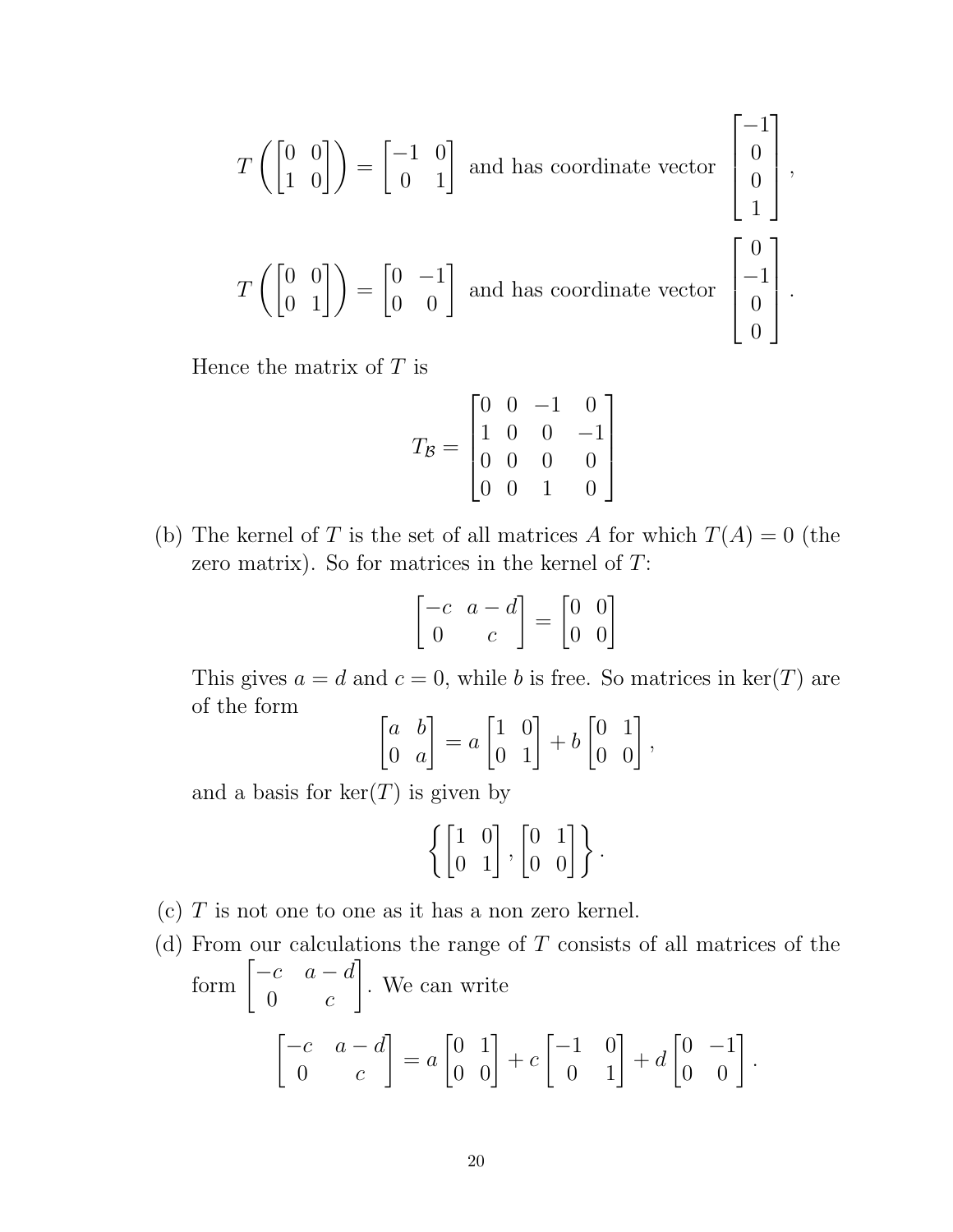$$T\left(\begin{bmatrix} 0 & 0 \\ 1 & 0 \end{bmatrix}\right) = \begin{bmatrix} -1 & 0 \\ 0 & 1 \end{bmatrix} \text{ and has coordinate vector } \begin{bmatrix} -1 \\ 0 \\ 0 \\ 1 \end{bmatrix},$$

$$T\left(\begin{bmatrix} 0 & 0 \\ 0 & 1 \end{bmatrix}\right) = \begin{bmatrix} 0 & -1 \\ 0 & 0 \end{bmatrix} \text{ and has coordinate vector } \begin{bmatrix} 0 \\ -1 \\ 0 \\ 0 \end{bmatrix}.$$

Hence the matrix of $T$ is

$$T_{\mathcal{B}} = \begin{bmatrix} 0 & 0 & -1 & 0 \\ 1 & 0 & 0 & -1 \\ 0 & 0 & 0 & 0 \\ 0 & 0 & 1 & 0 \end{bmatrix}$$

(b) The kernel of $T$ is the set of all matrices $A$ for which $T(A) = 0$ (the zero matrix). So for matrices in the kernel of $T$:

$$\begin{bmatrix} -c & a-d \\ 0 & c \end{bmatrix} = \begin{bmatrix} 0 & 0 \\ 0 & 0 \end{bmatrix}$$

This gives $a = d$ and $c = 0$, while $b$ is free. So matrices in $\ker(T)$ are of the form

$$\begin{bmatrix} a & b \\ 0 & a \end{bmatrix} = a\begin{bmatrix} 1 & 0 \\ 0 & 1 \end{bmatrix} + b\begin{bmatrix} 0 & 1 \\ 0 & 0 \end{bmatrix},$$

and a basis for $\ker(T)$ is given by

$$\left\{\begin{bmatrix} 1 & 0 \\ 0 & 1 \end{bmatrix}, \begin{bmatrix} 0 & 1 \\ 0 & 0 \end{bmatrix}\right\}.$$

(c) $T$ is not one to one as it has a non zero kernel.

(d) From our calculations the range of $T$ consists of all matrices of the form $\begin{bmatrix} -c & a-d \\ 0 & c \end{bmatrix}$. We can write

$$\begin{bmatrix} -c & a-d \\ 0 & c \end{bmatrix} = a\begin{bmatrix} 0 & 1 \\ 0 & 0 \end{bmatrix} + c\begin{bmatrix} -1 & 0 \\ 0 & 1 \end{bmatrix} + d\begin{bmatrix} 0 & -1 \\ 0 & 0 \end{bmatrix}.$$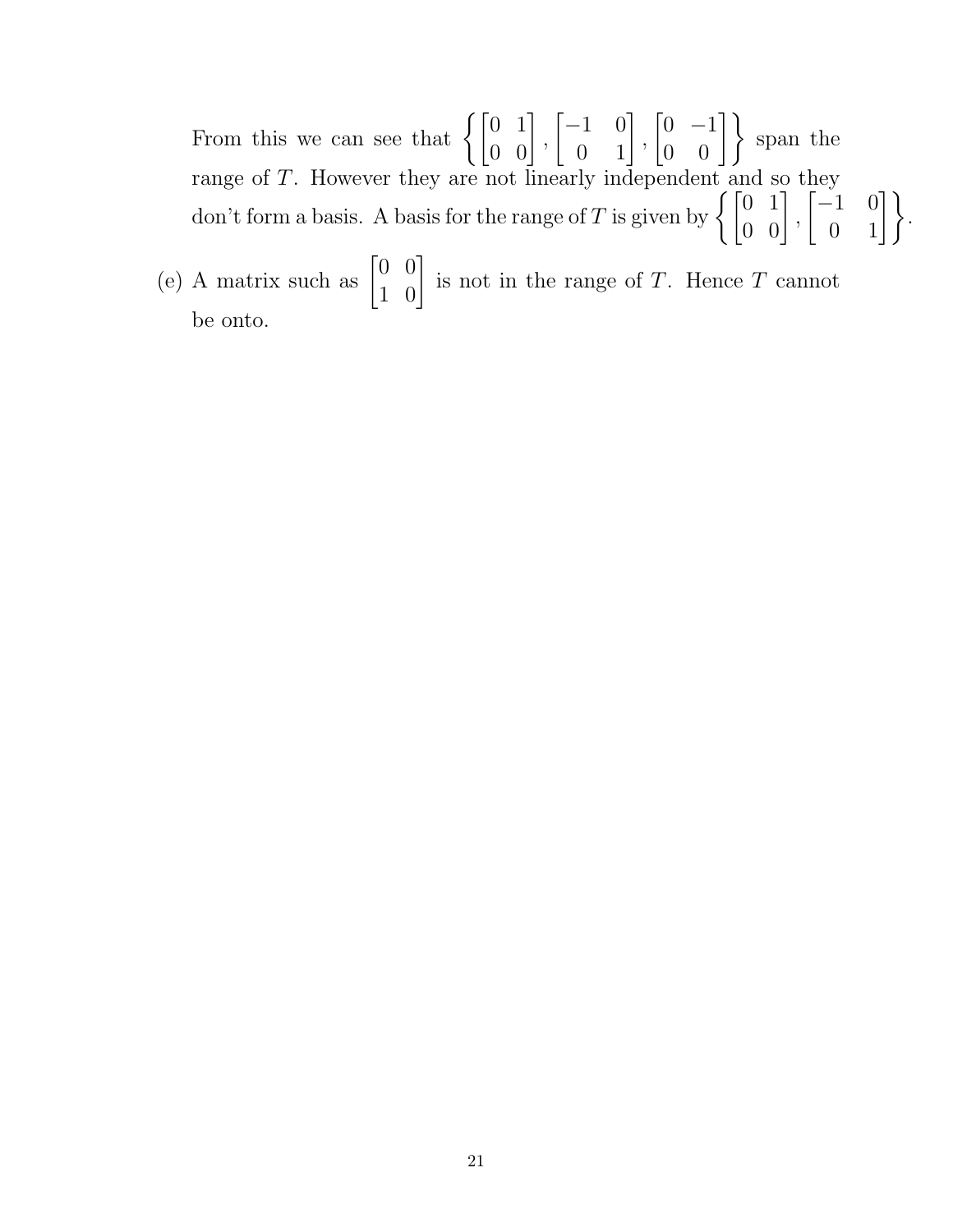From this we can see that $\left\{ \begin{bmatrix} 0 & 1 \\ 0 & 0 \end{bmatrix}, \begin{bmatrix} -1 & 0 \\ 0 & 1 \end{bmatrix}, \begin{bmatrix} 0 & -1 \\ 0 & 0 \end{bmatrix} \right\}$ span the range of $T$. However they are not linearly independent and so they don't form a basis. A basis for the range of $T$ is given by $\left\{ \begin{bmatrix} 0 & 1 \\ 0 & 0 \end{bmatrix}, \begin{bmatrix} -1 & 0 \\ 0 & 1 \end{bmatrix} \right\}$.

(e) A matrix such as $\begin{bmatrix} 0 & 0 \\ 1 & 0 \end{bmatrix}$ is not in the range of $T$. Hence $T$ cannot be onto.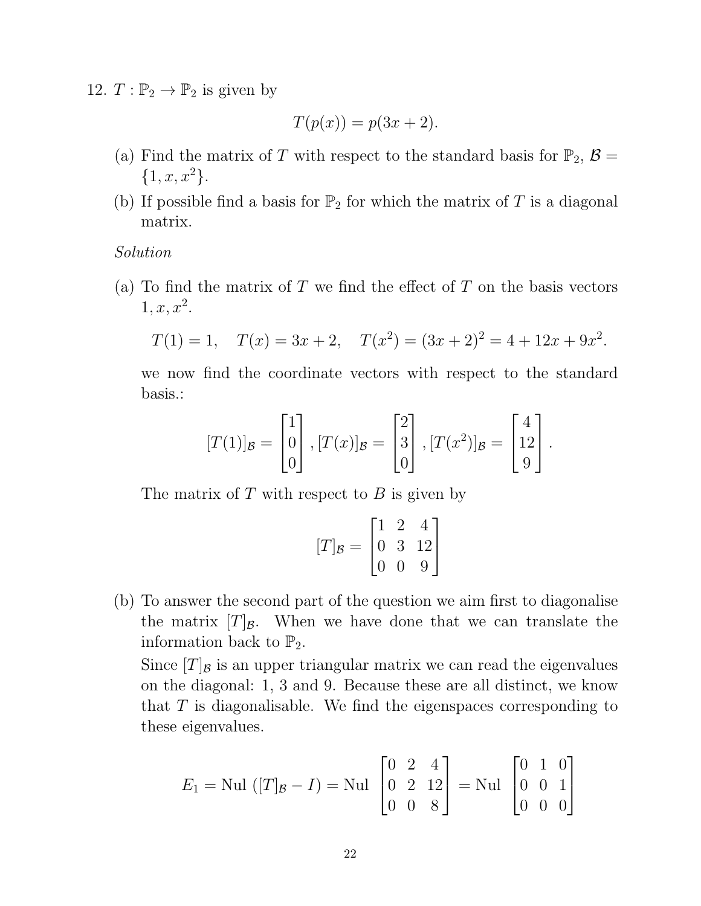12. $T : \mathbb{P}_2 \to \mathbb{P}_2$ is given by

$$T(p(x)) = p(3x + 2).$$

(a) Find the matrix of $T$ with respect to the standard basis for $\mathbb{P}_2$, $\mathcal{B} = \{1, x, x^2\}$.

(b) If possible find a basis for $\mathbb{P}_2$ for which the matrix of $T$ is a diagonal matrix.

*Solution*

(a) To find the matrix of $T$ we find the effect of $T$ on the basis vectors $1, x, x^2$.

$$T(1) = 1, \quad T(x) = 3x + 2, \quad T(x^2) = (3x + 2)^2 = 4 + 12x + 9x^2.$$

we now find the coordinate vectors with respect to the standard basis.:

$$[T(1)]_{\mathcal{B}} = \begin{bmatrix} 1 \\ 0 \\ 0 \end{bmatrix}, [T(x)]_{\mathcal{B}} = \begin{bmatrix} 2 \\ 3 \\ 0 \end{bmatrix}, [T(x^2)]_{\mathcal{B}} = \begin{bmatrix} 4 \\ 12 \\ 9 \end{bmatrix}.$$

The matrix of $T$ with respect to $B$ is given by

$$[T]_{\mathcal{B}} = \begin{bmatrix} 1 & 2 & 4 \\ 0 & 3 & 12 \\ 0 & 0 & 9 \end{bmatrix}$$

(b) To answer the second part of the question we aim first to diagonalise the matrix $[T]_{\mathcal{B}}$. When we have done that we can translate the information back to $\mathbb{P}_2$.

Since $[T]_{\mathcal{B}}$ is an upper triangular matrix we can read the eigenvalues on the diagonal: 1, 3 and 9. Because these are all distinct, we know that $T$ is diagonalisable. We find the eigenspaces corresponding to these eigenvalues.

$$E_1 = \text{Nul}\,([T]_{\mathcal{B}} - I) = \text{Nul} \begin{bmatrix} 0 & 2 & 4 \\ 0 & 2 & 12 \\ 0 & 0 & 8 \end{bmatrix} = \text{Nul} \begin{bmatrix} 0 & 1 & 0 \\ 0 & 0 & 1 \\ 0 & 0 & 0 \end{bmatrix}$$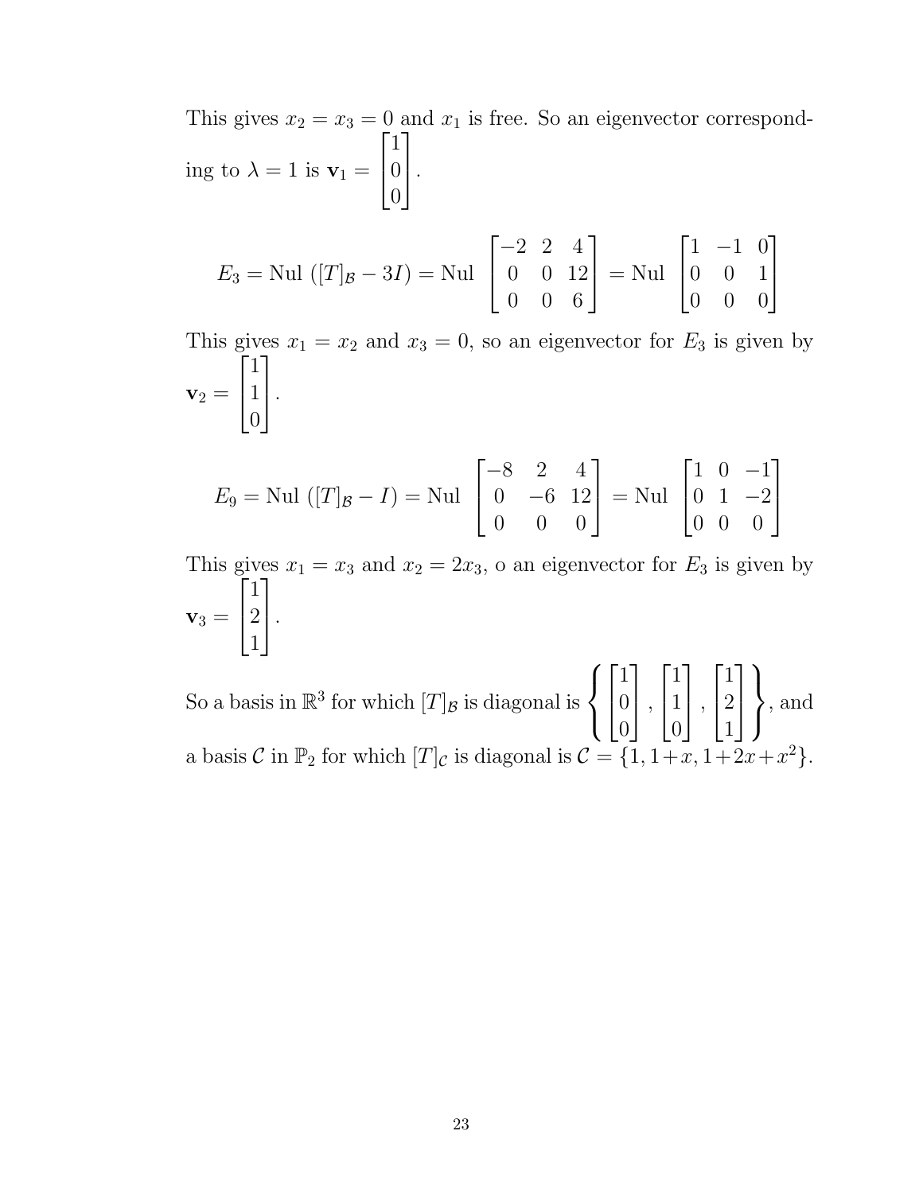This gives $x_2 = x_3 = 0$ and $x_1$ is free. So an eigenvector corresponding to $\lambda = 1$ is $\mathbf{v}_1 = \begin{bmatrix} 1 \\ 0 \\ 0 \end{bmatrix}$.

$$E_3 = \text{Nul}\ ([T]_{\mathcal{B}} - 3I) = \text{Nul}\ \begin{bmatrix} -2 & 2 & 4 \\ 0 & 0 & 12 \\ 0 & 0 & 6 \end{bmatrix} = \text{Nul}\ \begin{bmatrix} 1 & -1 & 0 \\ 0 & 0 & 1 \\ 0 & 0 & 0 \end{bmatrix}$$

This gives $x_1 = x_2$ and $x_3 = 0$, so an eigenvector for $E_3$ is given by $\mathbf{v}_2 = \begin{bmatrix} 1 \\ 1 \\ 0 \end{bmatrix}$.

$$E_9 = \text{Nul}\ ([T]_{\mathcal{B}} - I) = \text{Nul}\ \begin{bmatrix} -8 & 2 & 4 \\ 0 & -6 & 12 \\ 0 & 0 & 0 \end{bmatrix} = \text{Nul}\ \begin{bmatrix} 1 & 0 & -1 \\ 0 & 1 & -2 \\ 0 & 0 & 0 \end{bmatrix}$$

This gives $x_1 = x_3$ and $x_2 = 2x_3$, o an eigenvector for $E_3$ is given by $\mathbf{v}_3 = \begin{bmatrix} 1 \\ 2 \\ 1 \end{bmatrix}$.

So a basis in $\mathbb{R}^3$ for which $[T]_{\mathcal{B}}$ is diagonal is $\left\{ \begin{bmatrix} 1 \\ 0 \\ 0 \end{bmatrix}, \begin{bmatrix} 1 \\ 1 \\ 0 \end{bmatrix}, \begin{bmatrix} 1 \\ 2 \\ 1 \end{bmatrix} \right\}$, and a basis $\mathcal{C}$ in $\mathbb{P}_2$ for which $[T]_{\mathcal{C}}$ is diagonal is $\mathcal{C} = \{1, 1+x, 1+2x+x^2\}$.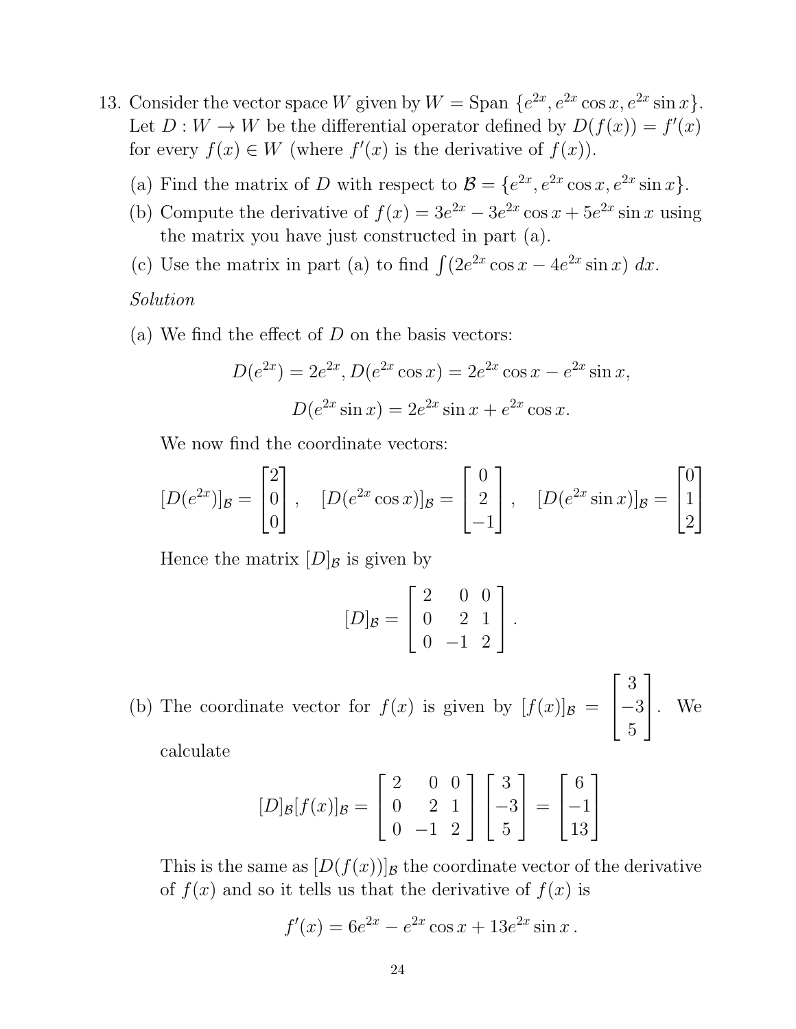13. Consider the vector space $W$ given by $W = \text{Span}\ \{e^{2x}, e^{2x}\cos x, e^{2x}\sin x\}$. Let $D : W \to W$ be the differential operator defined by $D(f(x)) = f'(x)$ for every $f(x) \in W$ (where $f'(x)$ is the derivative of $f(x)$).

   (a) Find the matrix of $D$ with respect to $\mathcal{B} = \{e^{2x}, e^{2x}\cos x, e^{2x}\sin x\}$.

   (b) Compute the derivative of $f(x) = 3e^{2x} - 3e^{2x}\cos x + 5e^{2x}\sin x$ using the matrix you have just constructed in part (a).

   (c) Use the matrix in part (a) to find $\int (2e^{2x}\cos x - 4e^{2x}\sin x)\, dx$.

   *Solution*

   (a) We find the effect of $D$ on the basis vectors:

   $$D(e^{2x}) = 2e^{2x}, D(e^{2x}\cos x) = 2e^{2x}\cos x - e^{2x}\sin x,$$

   $$D(e^{2x}\sin x) = 2e^{2x}\sin x + e^{2x}\cos x.$$

   We now find the coordinate vectors:

   $$[D(e^{2x})]_{\mathcal{B}} = \begin{bmatrix} 2 \\ 0 \\ 0 \end{bmatrix}, \quad [D(e^{2x}\cos x)]_{\mathcal{B}} = \begin{bmatrix} 0 \\ 2 \\ -1 \end{bmatrix}, \quad [D(e^{2x}\sin x)]_{\mathcal{B}} = \begin{bmatrix} 0 \\ 1 \\ 2 \end{bmatrix}$$

   Hence the matrix $[D]_{\mathcal{B}}$ is given by

   $$[D]_{\mathcal{B}} = \begin{bmatrix} 2 & 0 & 0 \\ 0 & 2 & 1 \\ 0 & -1 & 2 \end{bmatrix}.$$

   (b) The coordinate vector for $f(x)$ is given by $[f(x)]_{\mathcal{B}} = \begin{bmatrix} 3 \\ -3 \\ 5 \end{bmatrix}$. We calculate

   $$[D]_{\mathcal{B}}[f(x)]_{\mathcal{B}} = \begin{bmatrix} 2 & 0 & 0 \\ 0 & 2 & 1 \\ 0 & -1 & 2 \end{bmatrix} \begin{bmatrix} 3 \\ -3 \\ 5 \end{bmatrix} = \begin{bmatrix} 6 \\ -1 \\ 13 \end{bmatrix}$$

   This is the same as $[D(f(x))]_{\mathcal{B}}$ the coordinate vector of the derivative of $f(x)$ and so it tells us that the derivative of $f(x)$ is

   $$f'(x) = 6e^{2x} - e^{2x}\cos x + 13e^{2x}\sin x\,.$$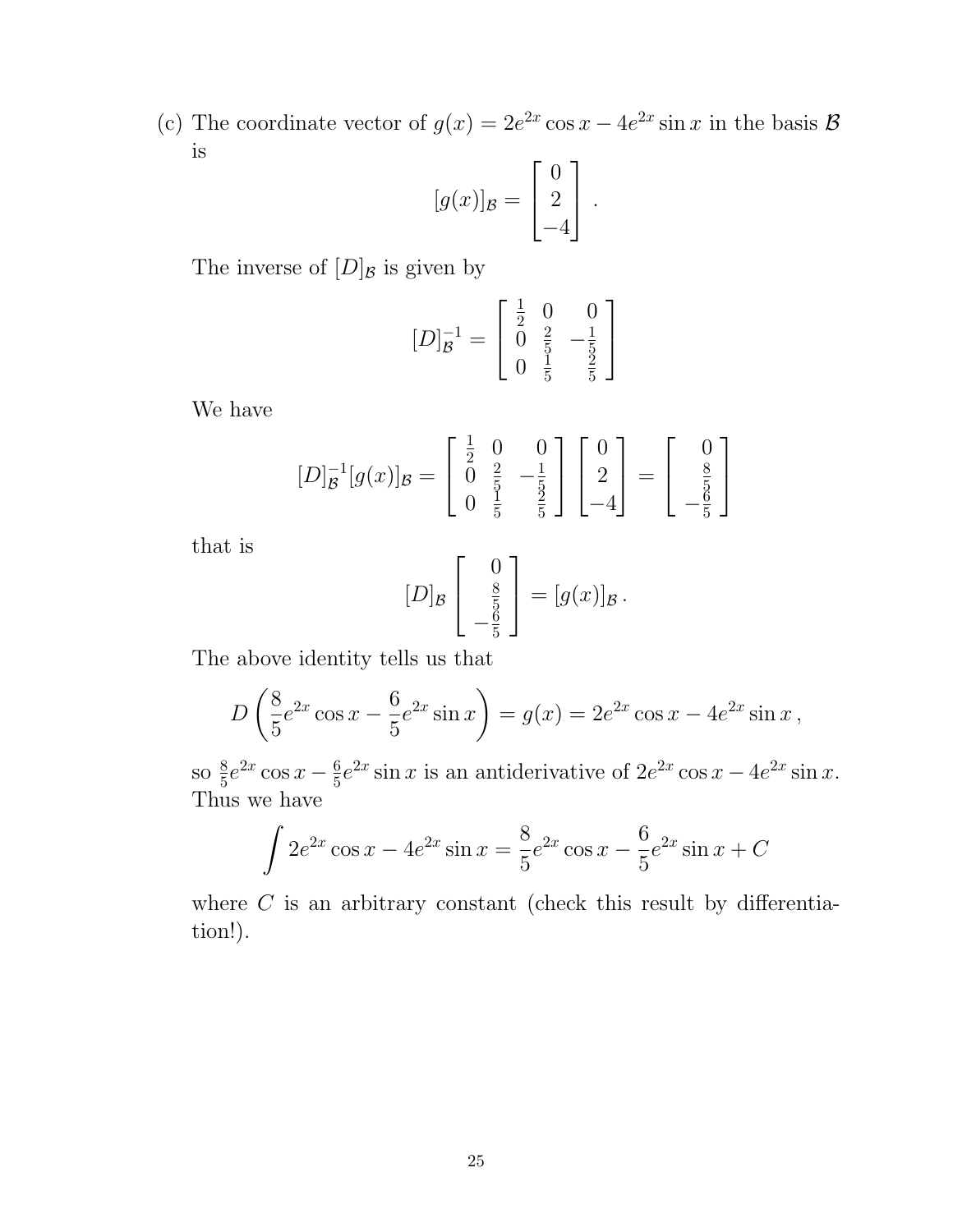(c) The coordinate vector of $g(x) = 2e^{2x}\cos x - 4e^{2x}\sin x$ in the basis $\mathcal{B}$ is

$$[g(x)]_{\mathcal{B}} = \begin{bmatrix} 0 \\ 2 \\ -4 \end{bmatrix}.$$

The inverse of $[D]_{\mathcal{B}}$ is given by

$$[D]_{\mathcal{B}}^{-1} = \begin{bmatrix} \frac{1}{2} & 0 & 0 \\ 0 & \frac{2}{5} & -\frac{1}{5} \\ 0 & \frac{1}{5} & \frac{2}{5} \end{bmatrix}$$

We have

$$[D]_{\mathcal{B}}^{-1}[g(x)]_{\mathcal{B}} = \begin{bmatrix} \frac{1}{2} & 0 & 0 \\ 0 & \frac{2}{5} & -\frac{1}{5} \\ 0 & \frac{1}{5} & \frac{2}{5} \end{bmatrix} \begin{bmatrix} 0 \\ 2 \\ -4 \end{bmatrix} = \begin{bmatrix} 0 \\ \frac{8}{5} \\ -\frac{6}{5} \end{bmatrix}$$

that is

$$[D]_{\mathcal{B}} \begin{bmatrix} 0 \\ \frac{8}{5} \\ -\frac{6}{5} \end{bmatrix} = [g(x)]_{\mathcal{B}}.$$

The above identity tells us that

$$D\left(\frac{8}{5}e^{2x}\cos x - \frac{6}{5}e^{2x}\sin x\right) = g(x) = 2e^{2x}\cos x - 4e^{2x}\sin x,$$

so $\frac{8}{5}e^{2x}\cos x - \frac{6}{5}e^{2x}\sin x$ is an antiderivative of $2e^{2x}\cos x - 4e^{2x}\sin x$. Thus we have

$$\int 2e^{2x}\cos x - 4e^{2x}\sin x = \frac{8}{5}e^{2x}\cos x - \frac{6}{5}e^{2x}\sin x + C$$

where $C$ is an arbitrary constant (check this result by differentiation!).